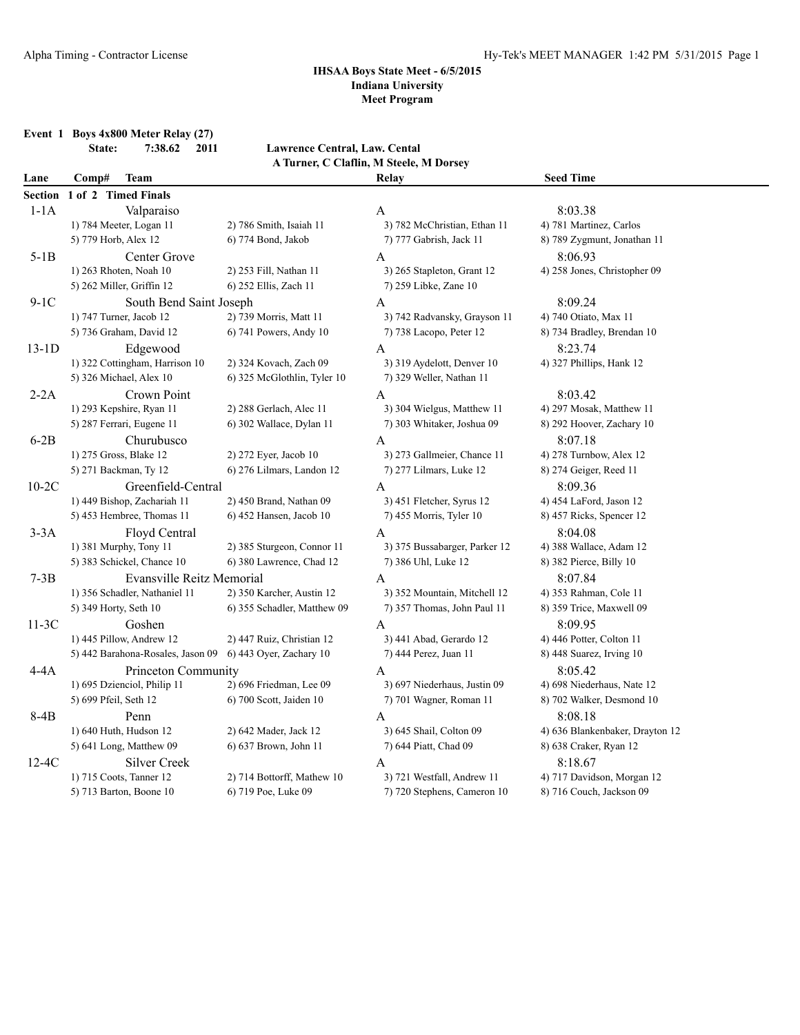**IHSAA Boys State Meet - 6/5/2015**
**Indiana University**
**Meet Program**

**Event 1 Boys 4x800 Meter Relay (27)**

**State: 7:38.62 2011 Lawrence Central, Law. Cental**
**A Turner, C Claflin, M Steele, M Dorsey**

| Lane | Comp# Team | | Relay | Seed Time |
|---|---|---|---|---|
| **Section 1 of 2 Timed Finals** | | | | |
| 1-1A | Valparaiso | | A | 8:03.38 |
| | 1) 784 Meeter, Logan 11 | 2) 786 Smith, Isaiah 11 | 3) 782 McChristian, Ethan 11 | 4) 781 Martinez, Carlos |
| | 5) 779 Horb, Alex 12 | 6) 774 Bond, Jakob | 7) 777 Gabrish, Jack 11 | 8) 789 Zygmunt, Jonathan 11 |
| 5-1B | Center Grove | | A | 8:06.93 |
| | 1) 263 Rhoten, Noah 10 | 2) 253 Fill, Nathan 11 | 3) 265 Stapleton, Grant 12 | 4) 258 Jones, Christopher 09 |
| | 5) 262 Miller, Griffin 12 | 6) 252 Ellis, Zach 11 | 7) 259 Libke, Zane 10 | |
| 9-1C | South Bend Saint Joseph | | A | 8:09.24 |
| | 1) 747 Turner, Jacob 12 | 2) 739 Morris, Matt 11 | 3) 742 Radvansky, Grayson 11 | 4) 740 Otiato, Max 11 |
| | 5) 736 Graham, David 12 | 6) 741 Powers, Andy 10 | 7) 738 Lacopo, Peter 12 | 8) 734 Bradley, Brendan 10 |
| 13-1D | Edgewood | | A | 8:23.74 |
| | 1) 322 Cottingham, Harrison 10 | 2) 324 Kovach, Zach 09 | 3) 319 Aydelott, Denver 10 | 4) 327 Phillips, Hank 12 |
| | 5) 326 Michael, Alex 10 | 6) 325 McGlothlin, Tyler 10 | 7) 329 Weller, Nathan 11 | |
| 2-2A | Crown Point | | A | 8:03.42 |
| | 1) 293 Kepshire, Ryan 11 | 2) 288 Gerlach, Alec 11 | 3) 304 Wielgus, Matthew 11 | 4) 297 Mosak, Matthew 11 |
| | 5) 287 Ferrari, Eugene 11 | 6) 302 Wallace, Dylan 11 | 7) 303 Whitaker, Joshua 09 | 8) 292 Hoover, Zachary 10 |
| 6-2B | Churubusco | | A | 8:07.18 |
| | 1) 275 Gross, Blake 12 | 2) 272 Eyer, Jacob 10 | 3) 273 Gallmeier, Chance 11 | 4) 278 Turnbow, Alex 12 |
| | 5) 271 Backman, Ty 12 | 6) 276 Lilmars, Landon 12 | 7) 277 Lilmars, Luke 12 | 8) 274 Geiger, Reed 11 |
| 10-2C | Greenfield-Central | | A | 8:09.36 |
| | 1) 449 Bishop, Zachariah 11 | 2) 450 Brand, Nathan 09 | 3) 451 Fletcher, Syrus 12 | 4) 454 LaFord, Jason 12 |
| | 5) 453 Hembree, Thomas 11 | 6) 452 Hansen, Jacob 10 | 7) 455 Morris, Tyler 10 | 8) 457 Ricks, Spencer 12 |
| 3-3A | Floyd Central | | A | 8:04.08 |
| | 1) 381 Murphy, Tony 11 | 2) 385 Sturgeon, Connor 11 | 3) 375 Bussabarger, Parker 12 | 4) 388 Wallace, Adam 12 |
| | 5) 383 Schickel, Chance 10 | 6) 380 Lawrence, Chad 12 | 7) 386 Uhl, Luke 12 | 8) 382 Pierce, Billy 10 |
| 7-3B | Evansville Reitz Memorial | | A | 8:07.84 |
| | 1) 356 Schadler, Nathaniel 11 | 2) 350 Karcher, Austin 12 | 3) 352 Mountain, Mitchell 12 | 4) 353 Rahman, Cole 11 |
| | 5) 349 Horty, Seth 10 | 6) 355 Schadler, Matthew 09 | 7) 357 Thomas, John Paul 11 | 8) 359 Trice, Maxwell 09 |
| 11-3C | Goshen | | A | 8:09.95 |
| | 1) 445 Pillow, Andrew 12 | 2) 447 Ruiz, Christian 12 | 3) 441 Abad, Gerardo 12 | 4) 446 Potter, Colton 11 |
| | 5) 442 Barahona-Rosales, Jason 09 | 6) 443 Oyer, Zachary 10 | 7) 444 Perez, Juan 11 | 8) 448 Suarez, Irving 10 |
| 4-4A | Princeton Community | | A | 8:05.42 |
| | 1) 695 Dzienciol, Philip 11 | 2) 696 Friedman, Lee 09 | 3) 697 Niederhaus, Justin 09 | 4) 698 Niederhaus, Nate 12 |
| | 5) 699 Pfeil, Seth 12 | 6) 700 Scott, Jaiden 10 | 7) 701 Wagner, Roman 11 | 8) 702 Walker, Desmond 10 |
| 8-4B | Penn | | A | 8:08.18 |
| | 1) 640 Huth, Hudson 12 | 2) 642 Mader, Jack 12 | 3) 645 Shail, Colton 09 | 4) 636 Blankenbaker, Drayton 12 |
| | 5) 641 Long, Matthew 09 | 6) 637 Brown, John 11 | 7) 644 Piatt, Chad 09 | 8) 638 Craker, Ryan 12 |
| 12-4C | Silver Creek | | A | 8:18.67 |
| | 1) 715 Coots, Tanner 12 | 2) 714 Bottorff, Mathew 10 | 3) 721 Westfall, Andrew 11 | 4) 717 Davidson, Morgan 12 |
| | 5) 713 Barton, Boone 10 | 6) 719 Poe, Luke 09 | 7) 720 Stephens, Cameron 10 | 8) 716 Couch, Jackson 09 |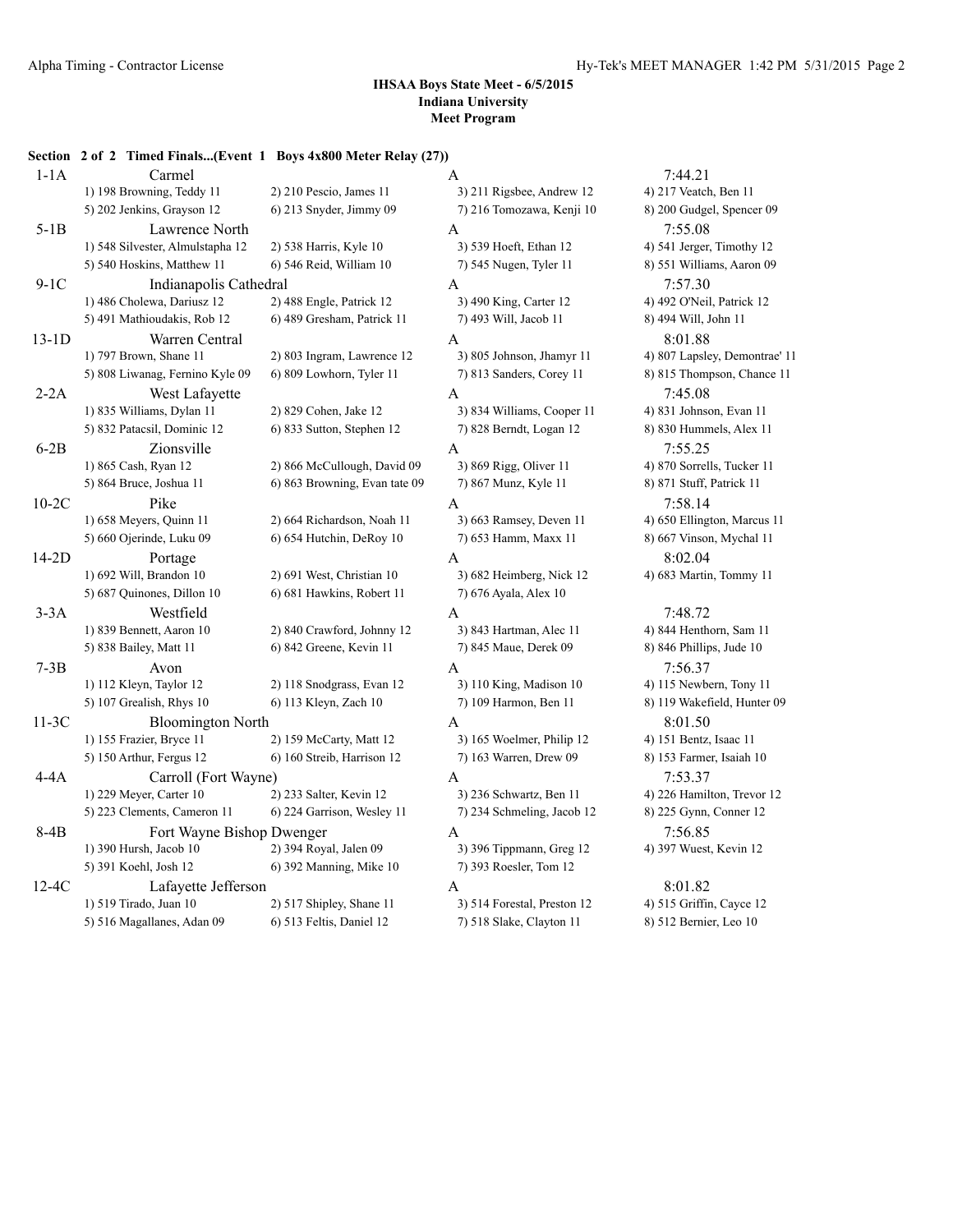**IHSAA Boys State Meet - 6/5/2015**
**Indiana University**
**Meet Program**

**Section 2 of 2 Timed Finals...(Event 1 Boys 4x800 Meter Relay (27))**

| | | | | |
|---|---|---|---|---|
| 1-1A | Carmel | | A | 7:44.21 |
| | 1) 198 Browning, Teddy 11 | 2) 210 Pescio, James 11 | 3) 211 Rigsbee, Andrew 12 | 4) 217 Veatch, Ben 11 |
| | 5) 202 Jenkins, Grayson 12 | 6) 213 Snyder, Jimmy 09 | 7) 216 Tomozawa, Kenji 10 | 8) 200 Gudgel, Spencer 09 |
| 5-1B | Lawrence North | | A | 7:55.08 |
| | 1) 548 Silvester, Almulstapha 12 | 2) 538 Harris, Kyle 10 | 3) 539 Hoeft, Ethan 12 | 4) 541 Jerger, Timothy 12 |
| | 5) 540 Hoskins, Matthew 11 | 6) 546 Reid, William 10 | 7) 545 Nugen, Tyler 11 | 8) 551 Williams, Aaron 09 |
| 9-1C | Indianapolis Cathedral | | A | 7:57.30 |
| | 1) 486 Cholewa, Dariusz 12 | 2) 488 Engle, Patrick 12 | 3) 490 King, Carter 12 | 4) 492 O'Neil, Patrick 12 |
| | 5) 491 Mathioudakis, Rob 12 | 6) 489 Gresham, Patrick 11 | 7) 493 Will, Jacob 11 | 8) 494 Will, John 11 |
| 13-1D | Warren Central | | A | 8:01.88 |
| | 1) 797 Brown, Shane 11 | 2) 803 Ingram, Lawrence 12 | 3) 805 Johnson, Jhamyr 11 | 4) 807 Lapsley, Demontrae' 11 |
| | 5) 808 Liwanag, Fernino Kyle 09 | 6) 809 Lowhorn, Tyler 11 | 7) 813 Sanders, Corey 11 | 8) 815 Thompson, Chance 11 |
| 2-2A | West Lafayette | | A | 7:45.08 |
| | 1) 835 Williams, Dylan 11 | 2) 829 Cohen, Jake 12 | 3) 834 Williams, Cooper 11 | 4) 831 Johnson, Evan 11 |
| | 5) 832 Patacsil, Dominic 12 | 6) 833 Sutton, Stephen 12 | 7) 828 Berndt, Logan 12 | 8) 830 Hummels, Alex 11 |
| 6-2B | Zionsville | | A | 7:55.25 |
| | 1) 865 Cash, Ryan 12 | 2) 866 McCullough, David 09 | 3) 869 Rigg, Oliver 11 | 4) 870 Sorrells, Tucker 11 |
| | 5) 864 Bruce, Joshua 11 | 6) 863 Browning, Evan tate 09 | 7) 867 Munz, Kyle 11 | 8) 871 Stuff, Patrick 11 |
| 10-2C | Pike | | A | 7:58.14 |
| | 1) 658 Meyers, Quinn 11 | 2) 664 Richardson, Noah 11 | 3) 663 Ramsey, Deven 11 | 4) 650 Ellington, Marcus 11 |
| | 5) 660 Ojerinde, Luku 09 | 6) 654 Hutchin, DeRoy 10 | 7) 653 Hamm, Maxx 11 | 8) 667 Vinson, Mychal 11 |
| 14-2D | Portage | | A | 8:02.04 |
| | 1) 692 Will, Brandon 10 | 2) 691 West, Christian 10 | 3) 682 Heimberg, Nick 12 | 4) 683 Martin, Tommy 11 |
| | 5) 687 Quinones, Dillon 10 | 6) 681 Hawkins, Robert 11 | 7) 676 Ayala, Alex 10 | |
| 3-3A | Westfield | | A | 7:48.72 |
| | 1) 839 Bennett, Aaron 10 | 2) 840 Crawford, Johnny 12 | 3) 843 Hartman, Alec 11 | 4) 844 Henthorn, Sam 11 |
| | 5) 838 Bailey, Matt 11 | 6) 842 Greene, Kevin 11 | 7) 845 Maue, Derek 09 | 8) 846 Phillips, Jude 10 |
| 7-3B | Avon | | A | 7:56.37 |
| | 1) 112 Kleyn, Taylor 12 | 2) 118 Snodgrass, Evan 12 | 3) 110 King, Madison 10 | 4) 115 Newbern, Tony 11 |
| | 5) 107 Grealish, Rhys 10 | 6) 113 Kleyn, Zach 10 | 7) 109 Harmon, Ben 11 | 8) 119 Wakefield, Hunter 09 |
| 11-3C | Bloomington North | | A | 8:01.50 |
| | 1) 155 Frazier, Bryce 11 | 2) 159 McCarty, Matt 12 | 3) 165 Woelmer, Philip 12 | 4) 151 Bentz, Isaac 11 |
| | 5) 150 Arthur, Fergus 12 | 6) 160 Streib, Harrison 12 | 7) 163 Warren, Drew 09 | 8) 153 Farmer, Isaiah 10 |
| 4-4A | Carroll (Fort Wayne) | | A | 7:53.37 |
| | 1) 229 Meyer, Carter 10 | 2) 233 Salter, Kevin 12 | 3) 236 Schwartz, Ben 11 | 4) 226 Hamilton, Trevor 12 |
| | 5) 223 Clements, Cameron 11 | 6) 224 Garrison, Wesley 11 | 7) 234 Schmeling, Jacob 12 | 8) 225 Gynn, Conner 12 |
| 8-4B | Fort Wayne Bishop Dwenger | | A | 7:56.85 |
| | 1) 390 Hursh, Jacob 10 | 2) 394 Royal, Jalen 09 | 3) 396 Tippmann, Greg 12 | 4) 397 Wuest, Kevin 12 |
| | 5) 391 Koehl, Josh 12 | 6) 392 Manning, Mike 10 | 7) 393 Roesler, Tom 12 | |
| 12-4C | Lafayette Jefferson | | A | 8:01.82 |
| | 1) 519 Tirado, Juan 10 | 2) 517 Shipley, Shane 11 | 3) 514 Forestal, Preston 12 | 4) 515 Griffin, Cayce 12 |
| | 5) 516 Magallanes, Adan 09 | 6) 513 Feltis, Daniel 12 | 7) 518 Slake, Clayton 11 | 8) 512 Bernier, Leo 10 |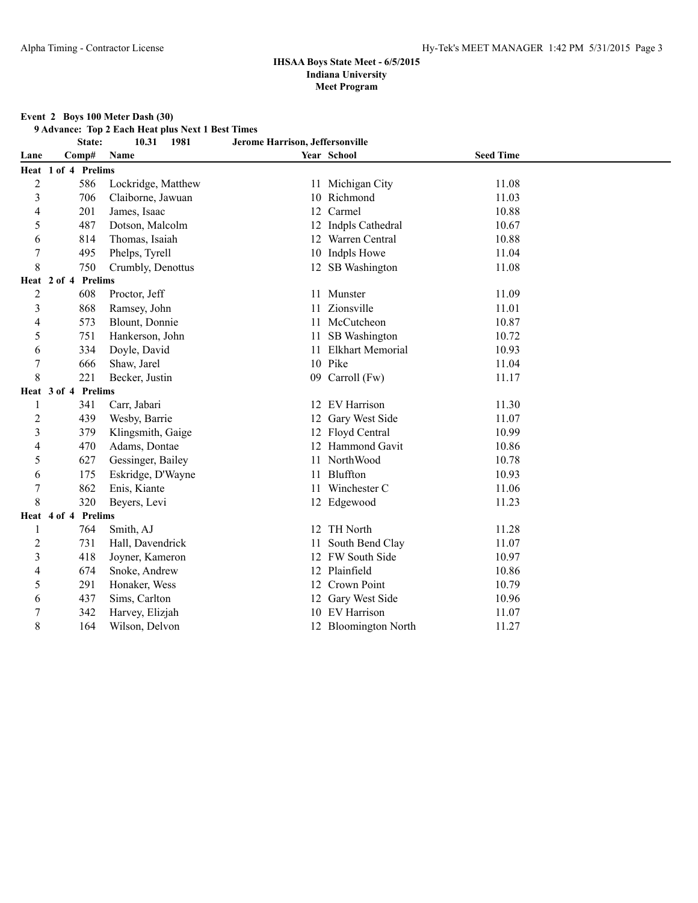**IHSAA Boys State Meet - 6/5/2015**
**Indiana University**
**Meet Program**

**Event 2 Boys 100 Meter Dash (30)**

**9 Advance: Top 2 Each Heat plus Next 1 Best Times**

**State: 10.31 1981 Jerome Harrison, Jeffersonville**

| Lane | Comp# | Name | Year | School | Seed Time |
|---|---|---|---|---|---|
| **Heat 1 of 4 Prelims** | | | | | |
| 2 | 586 | Lockridge, Matthew | 11 | Michigan City | 11.08 |
| 3 | 706 | Claiborne, Jawuan | 10 | Richmond | 11.03 |
| 4 | 201 | James, Isaac | 12 | Carmel | 10.88 |
| 5 | 487 | Dotson, Malcolm | 12 | Indpls Cathedral | 10.67 |
| 6 | 814 | Thomas, Isaiah | 12 | Warren Central | 10.88 |
| 7 | 495 | Phelps, Tyrell | 10 | Indpls Howe | 11.04 |
| 8 | 750 | Crumbly, Denottus | 12 | SB Washington | 11.08 |
| **Heat 2 of 4 Prelims** | | | | | |
| 2 | 608 | Proctor, Jeff | 11 | Munster | 11.09 |
| 3 | 868 | Ramsey, John | 11 | Zionsville | 11.01 |
| 4 | 573 | Blount, Donnie | 11 | McCutcheon | 10.87 |
| 5 | 751 | Hankerson, John | 11 | SB Washington | 10.72 |
| 6 | 334 | Doyle, David | 11 | Elkhart Memorial | 10.93 |
| 7 | 666 | Shaw, Jarel | 10 | Pike | 11.04 |
| 8 | 221 | Becker, Justin | 09 | Carroll (Fw) | 11.17 |
| **Heat 3 of 4 Prelims** | | | | | |
| 1 | 341 | Carr, Jabari | 12 | EV Harrison | 11.30 |
| 2 | 439 | Wesby, Barrie | 12 | Gary West Side | 11.07 |
| 3 | 379 | Klingsmith, Gaige | 12 | Floyd Central | 10.99 |
| 4 | 470 | Adams, Dontae | 12 | Hammond Gavit | 10.86 |
| 5 | 627 | Gessinger, Bailey | 11 | NorthWood | 10.78 |
| 6 | 175 | Eskridge, D'Wayne | 11 | Bluffton | 10.93 |
| 7 | 862 | Enis, Kiante | 11 | Winchester C | 11.06 |
| 8 | 320 | Beyers, Levi | 12 | Edgewood | 11.23 |
| **Heat 4 of 4 Prelims** | | | | | |
| 1 | 764 | Smith, AJ | 12 | TH North | 11.28 |
| 2 | 731 | Hall, Davendrick | 11 | South Bend Clay | 11.07 |
| 3 | 418 | Joyner, Kameron | 12 | FW South Side | 10.97 |
| 4 | 674 | Snoke, Andrew | 12 | Plainfield | 10.86 |
| 5 | 291 | Honaker, Wess | 12 | Crown Point | 10.79 |
| 6 | 437 | Sims, Carlton | 12 | Gary West Side | 10.96 |
| 7 | 342 | Harvey, Elizjah | 10 | EV Harrison | 11.07 |
| 8 | 164 | Wilson, Delvon | 12 | Bloomington North | 11.27 |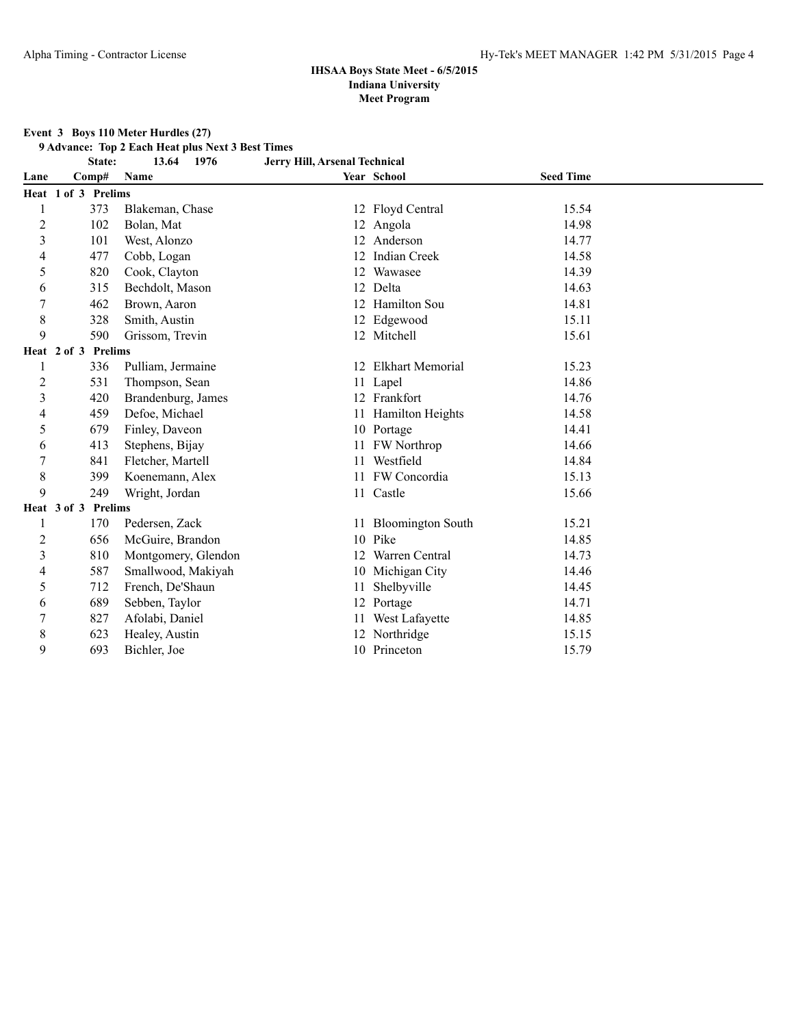**IHSAA Boys State Meet - 6/5/2015**
**Indiana University**
**Meet Program**

**Event 3 Boys 110 Meter Hurdles (27)**

**9 Advance: Top 2 Each Heat plus Next 3 Best Times**

**State: 13.64 1976 Jerry Hill, Arsenal Technical**

| Lane | Comp# | Name | Year | School | Seed Time |
|---|---|---|---|---|---|
| **Heat 1 of 3 Prelims** | | | | | |
| 1 | 373 | Blakeman, Chase | 12 | Floyd Central | 15.54 |
| 2 | 102 | Bolan, Mat | 12 | Angola | 14.98 |
| 3 | 101 | West, Alonzo | 12 | Anderson | 14.77 |
| 4 | 477 | Cobb, Logan | 12 | Indian Creek | 14.58 |
| 5 | 820 | Cook, Clayton | 12 | Wawasee | 14.39 |
| 6 | 315 | Bechdolt, Mason | 12 | Delta | 14.63 |
| 7 | 462 | Brown, Aaron | 12 | Hamilton Sou | 14.81 |
| 8 | 328 | Smith, Austin | 12 | Edgewood | 15.11 |
| 9 | 590 | Grissom, Trevin | 12 | Mitchell | 15.61 |
| **Heat 2 of 3 Prelims** | | | | | |
| 1 | 336 | Pulliam, Jermaine | 12 | Elkhart Memorial | 15.23 |
| 2 | 531 | Thompson, Sean | 11 | Lapel | 14.86 |
| 3 | 420 | Brandenburg, James | 12 | Frankfort | 14.76 |
| 4 | 459 | Defoe, Michael | 11 | Hamilton Heights | 14.58 |
| 5 | 679 | Finley, Daveon | 10 | Portage | 14.41 |
| 6 | 413 | Stephens, Bijay | 11 | FW Northrop | 14.66 |
| 7 | 841 | Fletcher, Martell | 11 | Westfield | 14.84 |
| 8 | 399 | Koenemann, Alex | 11 | FW Concordia | 15.13 |
| 9 | 249 | Wright, Jordan | 11 | Castle | 15.66 |
| **Heat 3 of 3 Prelims** | | | | | |
| 1 | 170 | Pedersen, Zack | 11 | Bloomington South | 15.21 |
| 2 | 656 | McGuire, Brandon | 10 | Pike | 14.85 |
| 3 | 810 | Montgomery, Glendon | 12 | Warren Central | 14.73 |
| 4 | 587 | Smallwood, Makiyah | 10 | Michigan City | 14.46 |
| 5 | 712 | French, De'Shaun | 11 | Shelbyville | 14.45 |
| 6 | 689 | Sebben, Taylor | 12 | Portage | 14.71 |
| 7 | 827 | Afolabi, Daniel | 11 | West Lafayette | 14.85 |
| 8 | 623 | Healey, Austin | 12 | Northridge | 15.15 |
| 9 | 693 | Bichler, Joe | 10 | Princeton | 15.79 |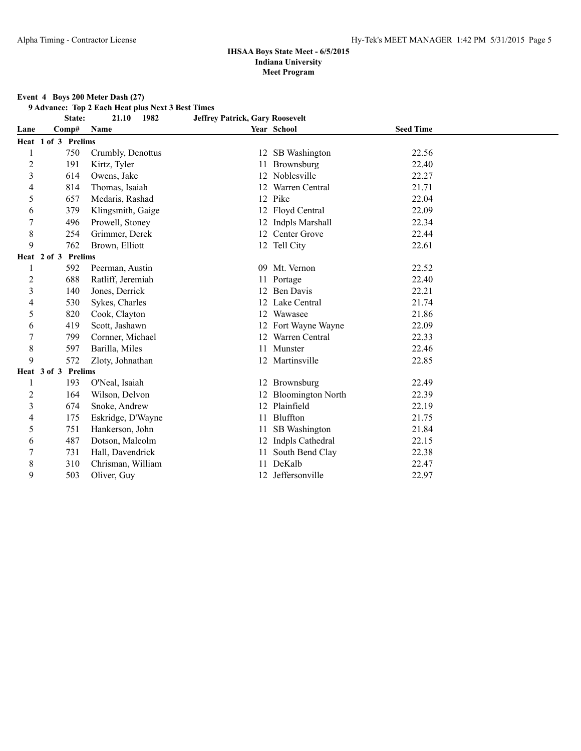### IHSAA Boys State Meet - 6/5/2015
### Indiana University
### Meet Program

**Event 4 Boys 200 Meter Dash (27)**

**9 Advance: Top 2 Each Heat plus Next 3 Best Times**

**State: 21.10 1982 Jeffrey Patrick, Gary Roosevelt**

| Lane | Comp# | Name | Year | School | Seed Time |
|---|---|---|---|---|---|
| **Heat 1 of 3 Prelims** | | | | | |
| 1 | 750 | Crumbly, Denottus | 12 | SB Washington | 22.56 |
| 2 | 191 | Kirtz, Tyler | 11 | Brownsburg | 22.40 |
| 3 | 614 | Owens, Jake | 12 | Noblesville | 22.27 |
| 4 | 814 | Thomas, Isaiah | 12 | Warren Central | 21.71 |
| 5 | 657 | Medaris, Rashad | 12 | Pike | 22.04 |
| 6 | 379 | Klingsmith, Gaige | 12 | Floyd Central | 22.09 |
| 7 | 496 | Prowell, Stoney | 12 | Indpls Marshall | 22.34 |
| 8 | 254 | Grimmer, Derek | 12 | Center Grove | 22.44 |
| 9 | 762 | Brown, Elliott | 12 | Tell City | 22.61 |
| **Heat 2 of 3 Prelims** | | | | | |
| 1 | 592 | Peerman, Austin | 09 | Mt. Vernon | 22.52 |
| 2 | 688 | Ratliff, Jeremiah | 11 | Portage | 22.40 |
| 3 | 140 | Jones, Derrick | 12 | Ben Davis | 22.21 |
| 4 | 530 | Sykes, Charles | 12 | Lake Central | 21.74 |
| 5 | 820 | Cook, Clayton | 12 | Wawasee | 21.86 |
| 6 | 419 | Scott, Jashawn | 12 | Fort Wayne Wayne | 22.09 |
| 7 | 799 | Cornner, Michael | 12 | Warren Central | 22.33 |
| 8 | 597 | Barilla, Miles | 11 | Munster | 22.46 |
| 9 | 572 | Zloty, Johnathan | 12 | Martinsville | 22.85 |
| **Heat 3 of 3 Prelims** | | | | | |
| 1 | 193 | O'Neal, Isaiah | 12 | Brownsburg | 22.49 |
| 2 | 164 | Wilson, Delvon | 12 | Bloomington North | 22.39 |
| 3 | 674 | Snoke, Andrew | 12 | Plainfield | 22.19 |
| 4 | 175 | Eskridge, D'Wayne | 11 | Bluffton | 21.75 |
| 5 | 751 | Hankerson, John | 11 | SB Washington | 21.84 |
| 6 | 487 | Dotson, Malcolm | 12 | Indpls Cathedral | 22.15 |
| 7 | 731 | Hall, Davendrick | 11 | South Bend Clay | 22.38 |
| 8 | 310 | Chrisman, William | 11 | DeKalb | 22.47 |
| 9 | 503 | Oliver, Guy | 12 | Jeffersonville | 22.97 |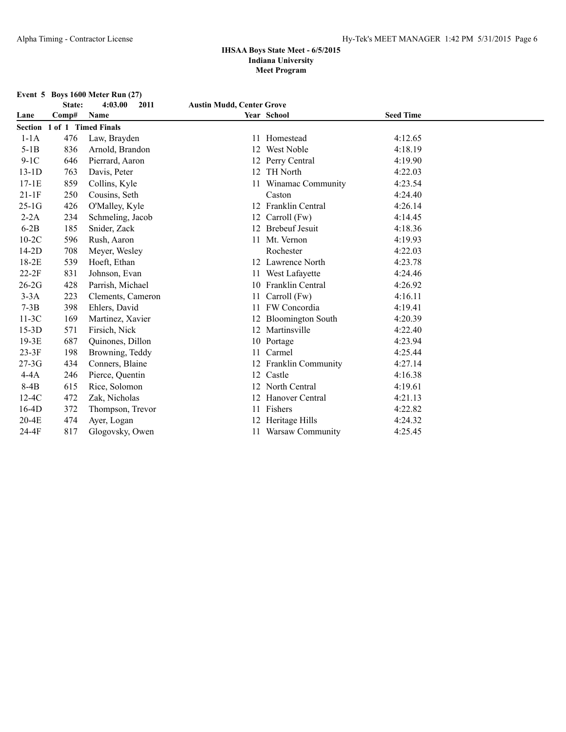**IHSAA Boys State Meet - 6/5/2015**
**Indiana University**
**Meet Program**

**Event 5 Boys 1600 Meter Run (27)**

| Lane | Comp# | Name | Year | School | Seed Time |
|---|---|---|---|---|---|
| State: | | 4:03.00 2011 | | Austin Mudd, Center Grove | |
| **Section 1 of 1 Timed Finals** | | | | | |
| 1-1A | 476 | Law, Brayden | 11 | Homestead | 4:12.65 |
| 5-1B | 836 | Arnold, Brandon | 12 | West Noble | 4:18.19 |
| 9-1C | 646 | Pierrard, Aaron | 12 | Perry Central | 4:19.90 |
| 13-1D | 763 | Davis, Peter | 12 | TH North | 4:22.03 |
| 17-1E | 859 | Collins, Kyle | 11 | Winamac Community | 4:23.54 |
| 21-1F | 250 | Cousins, Seth | | Caston | 4:24.40 |
| 25-1G | 426 | O'Malley, Kyle | 12 | Franklin Central | 4:26.14 |
| 2-2A | 234 | Schmeling, Jacob | 12 | Carroll (Fw) | 4:14.45 |
| 6-2B | 185 | Snider, Zack | 12 | Brebeuf Jesuit | 4:18.36 |
| 10-2C | 596 | Rush, Aaron | 11 | Mt. Vernon | 4:19.93 |
| 14-2D | 708 | Meyer, Wesley | | Rochester | 4:22.03 |
| 18-2E | 539 | Hoeft, Ethan | 12 | Lawrence North | 4:23.78 |
| 22-2F | 831 | Johnson, Evan | 11 | West Lafayette | 4:24.46 |
| 26-2G | 428 | Parrish, Michael | 10 | Franklin Central | 4:26.92 |
| 3-3A | 223 | Clements, Cameron | 11 | Carroll (Fw) | 4:16.11 |
| 7-3B | 398 | Ehlers, David | 11 | FW Concordia | 4:19.41 |
| 11-3C | 169 | Martinez, Xavier | 12 | Bloomington South | 4:20.39 |
| 15-3D | 571 | Firsich, Nick | 12 | Martinsville | 4:22.40 |
| 19-3E | 687 | Quinones, Dillon | 10 | Portage | 4:23.94 |
| 23-3F | 198 | Browning, Teddy | 11 | Carmel | 4:25.44 |
| 27-3G | 434 | Conners, Blaine | 12 | Franklin Community | 4:27.14 |
| 4-4A | 246 | Pierce, Quentin | 12 | Castle | 4:16.38 |
| 8-4B | 615 | Rice, Solomon | 12 | North Central | 4:19.61 |
| 12-4C | 472 | Zak, Nicholas | 12 | Hanover Central | 4:21.13 |
| 16-4D | 372 | Thompson, Trevor | 11 | Fishers | 4:22.82 |
| 20-4E | 474 | Ayer, Logan | 12 | Heritage Hills | 4:24.32 |
| 24-4F | 817 | Glogovsky, Owen | 11 | Warsaw Community | 4:25.45 |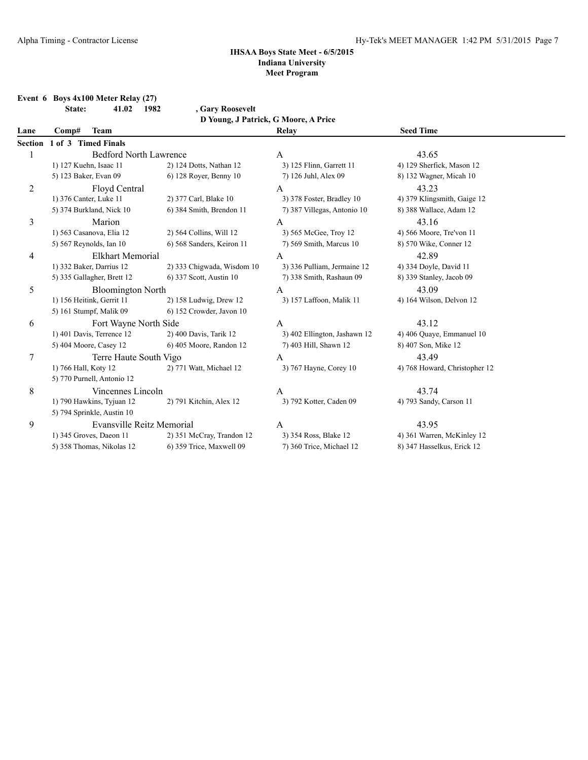**IHSAA Boys State Meet - 6/5/2015**
**Indiana University**
**Meet Program**

**Event 6 Boys 4x100 Meter Relay (27)**

**State: 41.02 1982 , Gary Roosevelt**
**D Young, J Patrick, G Moore, A Price**

| Lane | Comp# Team | | Relay | Seed Time |
|---|---|---|---|---|
| **Section 1 of 3 Timed Finals** | | | | |
| 1 | Bedford North Lawrence | | A | 43.65 |
| | 1) 127 Kuehn, Isaac 11 | 2) 124 Dotts, Nathan 12 | 3) 125 Flinn, Garrett 11 | 4) 129 Sherfick, Mason 12 |
| | 5) 123 Baker, Evan 09 | 6) 128 Royer, Benny 10 | 7) 126 Juhl, Alex 09 | 8) 132 Wagner, Micah 10 |
| 2 | Floyd Central | | A | 43.23 |
| | 1) 376 Canter, Luke 11 | 2) 377 Carl, Blake 10 | 3) 378 Foster, Bradley 10 | 4) 379 Klingsmith, Gaige 12 |
| | 5) 374 Burkland, Nick 10 | 6) 384 Smith, Brendon 11 | 7) 387 Villegas, Antonio 10 | 8) 388 Wallace, Adam 12 |
| 3 | Marion | | A | 43.16 |
| | 1) 563 Casanova, Elia 12 | 2) 564 Collins, Will 12 | 3) 565 McGee, Troy 12 | 4) 566 Moore, Tre'von 11 |
| | 5) 567 Reynolds, Ian 10 | 6) 568 Sanders, Keiron 11 | 7) 569 Smith, Marcus 10 | 8) 570 Wike, Conner 12 |
| 4 | Elkhart Memorial | | A | 42.89 |
| | 1) 332 Baker, Darrius 12 | 2) 333 Chigwada, Wisdom 10 | 3) 336 Pulliam, Jermaine 12 | 4) 334 Doyle, David 11 |
| | 5) 335 Gallagher, Brett 12 | 6) 337 Scott, Austin 10 | 7) 338 Smith, Rashaun 09 | 8) 339 Stanley, Jacob 09 |
| 5 | Bloomington North | | A | 43.09 |
| | 1) 156 Heitink, Gerrit 11 | 2) 158 Ludwig, Drew 12 | 3) 157 Laffoon, Malik 11 | 4) 164 Wilson, Delvon 12 |
| | 5) 161 Stumpf, Malik 09 | 6) 152 Crowder, Javon 10 | | |
| 6 | Fort Wayne North Side | | A | 43.12 |
| | 1) 401 Davis, Terrence 12 | 2) 400 Davis, Tarik 12 | 3) 402 Ellington, Jashawn 12 | 4) 406 Quaye, Emmanuel 10 |
| | 5) 404 Moore, Casey 12 | 6) 405 Moore, Randon 12 | 7) 403 Hill, Shawn 12 | 8) 407 Son, Mike 12 |
| 7 | Terre Haute South Vigo | | A | 43.49 |
| | 1) 766 Hall, Koty 12 | 2) 771 Watt, Michael 12 | 3) 767 Hayne, Corey 10 | 4) 768 Howard, Christopher 12 |
| | 5) 770 Purnell, Antonio 12 | | | |
| 8 | Vincennes Lincoln | | A | 43.74 |
| | 1) 790 Hawkins, Tyjuan 12 | 2) 791 Kitchin, Alex 12 | 3) 792 Kotter, Caden 09 | 4) 793 Sandy, Carson 11 |
| | 5) 794 Sprinkle, Austin 10 | | | |
| 9 | Evansville Reitz Memorial | | A | 43.95 |
| | 1) 345 Groves, Daeon 11 | 2) 351 McCray, Trandon 12 | 3) 354 Ross, Blake 12 | 4) 361 Warren, McKinley 12 |
| | 5) 358 Thomas, Nikolas 12 | 6) 359 Trice, Maxwell 09 | 7) 360 Trice, Michael 12 | 8) 347 Hasselkus, Erick 12 |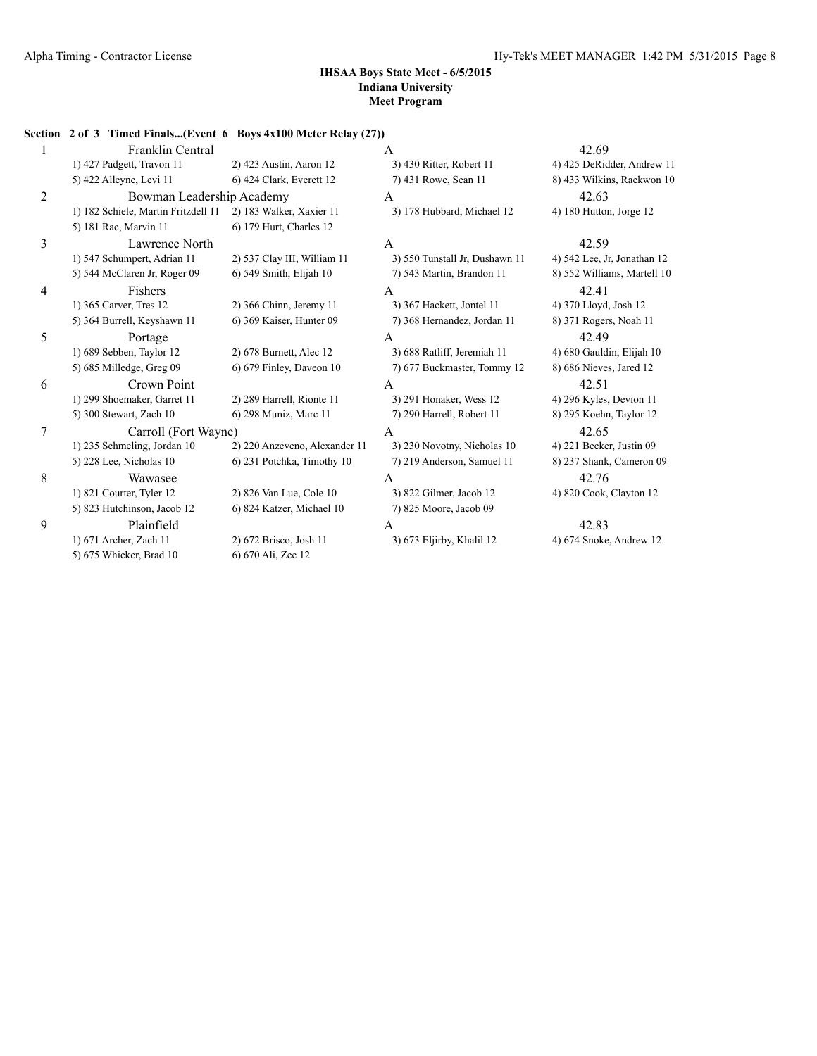**IHSAA Boys State Meet - 6/5/2015**
**Indiana University**
**Meet Program**

**Section 2 of 3 Timed Finals...(Event 6 Boys 4x100 Meter Relay (27))**

| | | | | |
|---|---|---|---|---|
| 1 | Franklin Central | | A | 42.69 |
| | 1) 427 Padgett, Travon 11 | 2) 423 Austin, Aaron 12 | 3) 430 Ritter, Robert 11 | 4) 425 DeRidder, Andrew 11 |
| | 5) 422 Alleyne, Levi 11 | 6) 424 Clark, Everett 12 | 7) 431 Rowe, Sean 11 | 8) 433 Wilkins, Raekwon 10 |
| 2 | Bowman Leadership Academy | | A | 42.63 |
| | 1) 182 Schiele, Martin Fritzdell 11 | 2) 183 Walker, Xaxier 11 | 3) 178 Hubbard, Michael 12 | 4) 180 Hutton, Jorge 12 |
| | 5) 181 Rae, Marvin 11 | 6) 179 Hurt, Charles 12 | | |
| 3 | Lawrence North | | A | 42.59 |
| | 1) 547 Schumpert, Adrian 11 | 2) 537 Clay III, William 11 | 3) 550 Tunstall Jr, Dushawn 11 | 4) 542 Lee, Jr, Jonathan 12 |
| | 5) 544 McClaren Jr, Roger 09 | 6) 549 Smith, Elijah 10 | 7) 543 Martin, Brandon 11 | 8) 552 Williams, Martell 10 |
| 4 | Fishers | | A | 42.41 |
| | 1) 365 Carver, Tres 12 | 2) 366 Chinn, Jeremy 11 | 3) 367 Hackett, Jontel 11 | 4) 370 Lloyd, Josh 12 |
| | 5) 364 Burrell, Keyshawn 11 | 6) 369 Kaiser, Hunter 09 | 7) 368 Hernandez, Jordan 11 | 8) 371 Rogers, Noah 11 |
| 5 | Portage | | A | 42.49 |
| | 1) 689 Sebben, Taylor 12 | 2) 678 Burnett, Alec 12 | 3) 688 Ratliff, Jeremiah 11 | 4) 680 Gauldin, Elijah 10 |
| | 5) 685 Milledge, Greg 09 | 6) 679 Finley, Daveon 10 | 7) 677 Buckmaster, Tommy 12 | 8) 686 Nieves, Jared 12 |
| 6 | Crown Point | | A | 42.51 |
| | 1) 299 Shoemaker, Garret 11 | 2) 289 Harrell, Rionte 11 | 3) 291 Honaker, Wess 12 | 4) 296 Kyles, Devion 11 |
| | 5) 300 Stewart, Zach 10 | 6) 298 Muniz, Marc 11 | 7) 290 Harrell, Robert 11 | 8) 295 Koehn, Taylor 12 |
| 7 | Carroll (Fort Wayne) | | A | 42.65 |
| | 1) 235 Schmeling, Jordan 10 | 2) 220 Anzeveno, Alexander 11 | 3) 230 Novotny, Nicholas 10 | 4) 221 Becker, Justin 09 |
| | 5) 228 Lee, Nicholas 10 | 6) 231 Potchka, Timothy 10 | 7) 219 Anderson, Samuel 11 | 8) 237 Shank, Cameron 09 |
| 8 | Wawasee | | A | 42.76 |
| | 1) 821 Courter, Tyler 12 | 2) 826 Van Lue, Cole 10 | 3) 822 Gilmer, Jacob 12 | 4) 820 Cook, Clayton 12 |
| | 5) 823 Hutchinson, Jacob 12 | 6) 824 Katzer, Michael 10 | 7) 825 Moore, Jacob 09 | |
| 9 | Plainfield | | A | 42.83 |
| | 1) 671 Archer, Zach 11 | 2) 672 Brisco, Josh 11 | 3) 673 Eljirby, Khalil 12 | 4) 674 Snoke, Andrew 12 |
| | 5) 675 Whicker, Brad 10 | 6) 670 Ali, Zee 12 | | |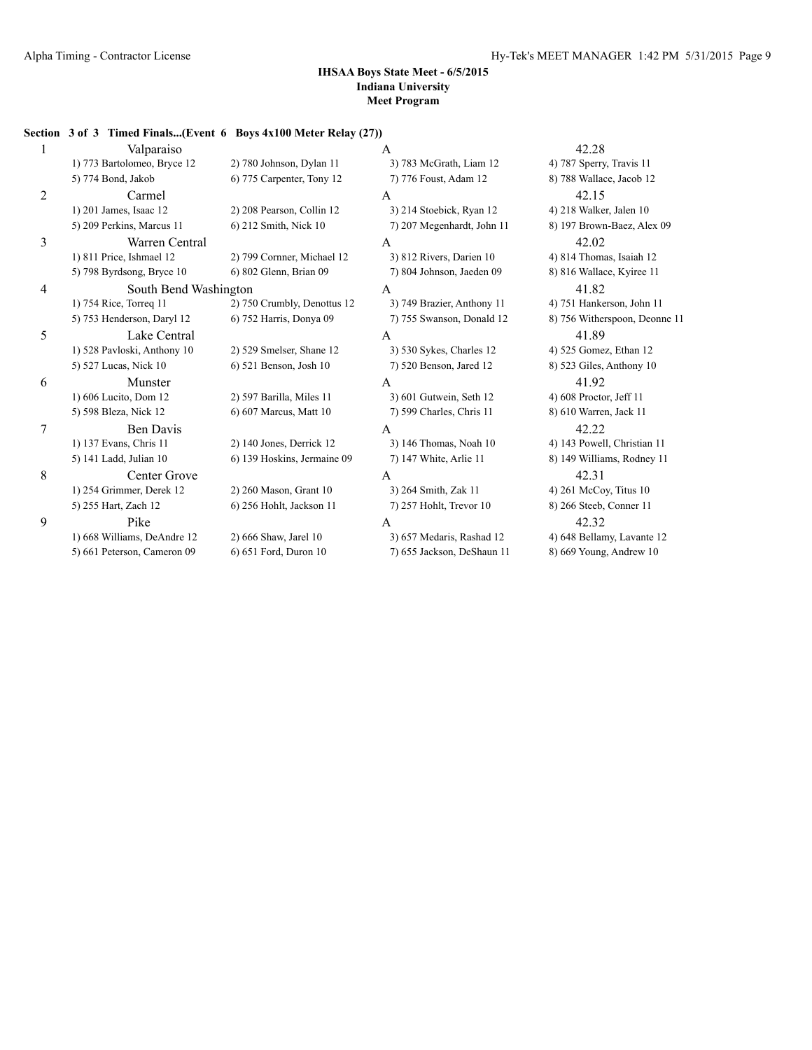**IHSAA Boys State Meet - 6/5/2015**
**Indiana University**
**Meet Program**

**Section 3 of 3 Timed Finals...(Event 6 Boys 4x100 Meter Relay (27))**

| | | | | |
|---|---|---|---|---|
| 1 | Valparaiso | | A | 42.28 |
| | 1) 773 Bartolomeo, Bryce 12 | 2) 780 Johnson, Dylan 11 | 3) 783 McGrath, Liam 12 | 4) 787 Sperry, Travis 11 |
| | 5) 774 Bond, Jakob | 6) 775 Carpenter, Tony 12 | 7) 776 Foust, Adam 12 | 8) 788 Wallace, Jacob 12 |
| 2 | Carmel | | A | 42.15 |
| | 1) 201 James, Isaac 12 | 2) 208 Pearson, Collin 12 | 3) 214 Stoebick, Ryan 12 | 4) 218 Walker, Jalen 10 |
| | 5) 209 Perkins, Marcus 11 | 6) 212 Smith, Nick 10 | 7) 207 Megenhardt, John 11 | 8) 197 Brown-Baez, Alex 09 |
| 3 | Warren Central | | A | 42.02 |
| | 1) 811 Price, Ishmael 12 | 2) 799 Cornner, Michael 12 | 3) 812 Rivers, Darien 10 | 4) 814 Thomas, Isaiah 12 |
| | 5) 798 Byrdsong, Bryce 10 | 6) 802 Glenn, Brian 09 | 7) 804 Johnson, Jaeden 09 | 8) 816 Wallace, Kyiree 11 |
| 4 | South Bend Washington | | A | 41.82 |
| | 1) 754 Rice, Torreq 11 | 2) 750 Crumbly, Denottus 12 | 3) 749 Brazier, Anthony 11 | 4) 751 Hankerson, John 11 |
| | 5) 753 Henderson, Daryl 12 | 6) 752 Harris, Donya 09 | 7) 755 Swanson, Donald 12 | 8) 756 Witherspoon, Deonne 11 |
| 5 | Lake Central | | A | 41.89 |
| | 1) 528 Pavloski, Anthony 10 | 2) 529 Smelser, Shane 12 | 3) 530 Sykes, Charles 12 | 4) 525 Gomez, Ethan 12 |
| | 5) 527 Lucas, Nick 10 | 6) 521 Benson, Josh 10 | 7) 520 Benson, Jared 12 | 8) 523 Giles, Anthony 10 |
| 6 | Munster | | A | 41.92 |
| | 1) 606 Lucito, Dom 12 | 2) 597 Barilla, Miles 11 | 3) 601 Gutwein, Seth 12 | 4) 608 Proctor, Jeff 11 |
| | 5) 598 Bleza, Nick 12 | 6) 607 Marcus, Matt 10 | 7) 599 Charles, Chris 11 | 8) 610 Warren, Jack 11 |
| 7 | Ben Davis | | A | 42.22 |
| | 1) 137 Evans, Chris 11 | 2) 140 Jones, Derrick 12 | 3) 146 Thomas, Noah 10 | 4) 143 Powell, Christian 11 |
| | 5) 141 Ladd, Julian 10 | 6) 139 Hoskins, Jermaine 09 | 7) 147 White, Arlie 11 | 8) 149 Williams, Rodney 11 |
| 8 | Center Grove | | A | 42.31 |
| | 1) 254 Grimmer, Derek 12 | 2) 260 Mason, Grant 10 | 3) 264 Smith, Zak 11 | 4) 261 McCoy, Titus 10 |
| | 5) 255 Hart, Zach 12 | 6) 256 Hohlt, Jackson 11 | 7) 257 Hohlt, Trevor 10 | 8) 266 Steeb, Conner 11 |
| 9 | Pike | | A | 42.32 |
| | 1) 668 Williams, DeAndre 12 | 2) 666 Shaw, Jarel 10 | 3) 657 Medaris, Rashad 12 | 4) 648 Bellamy, Lavante 12 |
| | 5) 661 Peterson, Cameron 09 | 6) 651 Ford, Duron 10 | 7) 655 Jackson, DeShaun 11 | 8) 669 Young, Andrew 10 |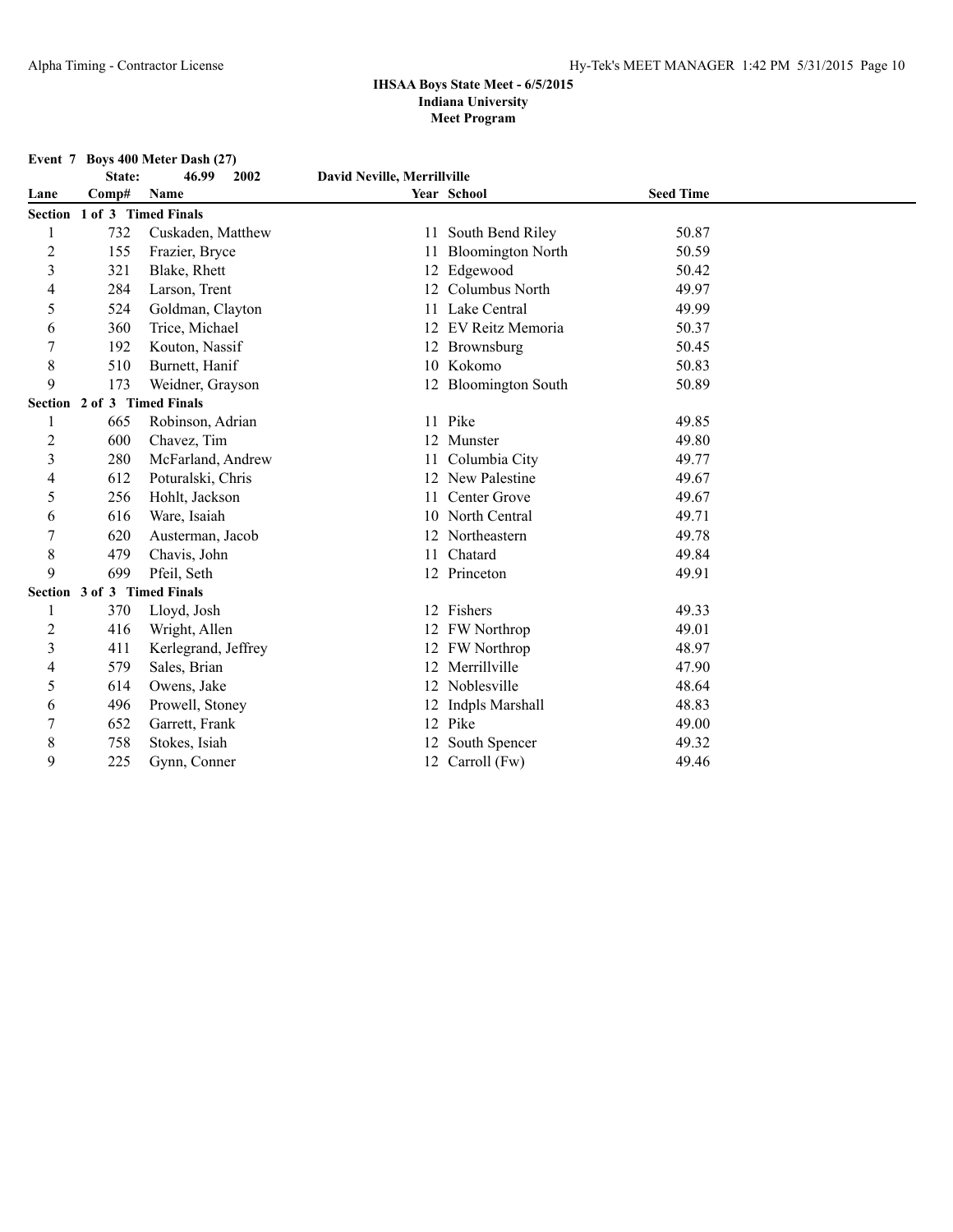**IHSAA Boys State Meet - 6/5/2015**
**Indiana University**
**Meet Program**

**Event 7 Boys 400 Meter Dash (27)**

**State: 46.99 2002 David Neville, Merrillville**

| Lane | Comp# | Name | Year | School | Seed Time |
|---|---|---|---|---|---|
| **Section 1 of 3 Timed Finals** | | | | | |
| 1 | 732 | Cuskaden, Matthew | 11 | South Bend Riley | 50.87 |
| 2 | 155 | Frazier, Bryce | 11 | Bloomington North | 50.59 |
| 3 | 321 | Blake, Rhett | 12 | Edgewood | 50.42 |
| 4 | 284 | Larson, Trent | 12 | Columbus North | 49.97 |
| 5 | 524 | Goldman, Clayton | 11 | Lake Central | 49.99 |
| 6 | 360 | Trice, Michael | 12 | EV Reitz Memoria | 50.37 |
| 7 | 192 | Kouton, Nassif | 12 | Brownsburg | 50.45 |
| 8 | 510 | Burnett, Hanif | 10 | Kokomo | 50.83 |
| 9 | 173 | Weidner, Grayson | 12 | Bloomington South | 50.89 |
| **Section 2 of 3 Timed Finals** | | | | | |
| 1 | 665 | Robinson, Adrian | 11 | Pike | 49.85 |
| 2 | 600 | Chavez, Tim | 12 | Munster | 49.80 |
| 3 | 280 | McFarland, Andrew | 11 | Columbia City | 49.77 |
| 4 | 612 | Poturalski, Chris | 12 | New Palestine | 49.67 |
| 5 | 256 | Hohlt, Jackson | 11 | Center Grove | 49.67 |
| 6 | 616 | Ware, Isaiah | 10 | North Central | 49.71 |
| 7 | 620 | Austerman, Jacob | 12 | Northeastern | 49.78 |
| 8 | 479 | Chavis, John | 11 | Chatard | 49.84 |
| 9 | 699 | Pfeil, Seth | 12 | Princeton | 49.91 |
| **Section 3 of 3 Timed Finals** | | | | | |
| 1 | 370 | Lloyd, Josh | 12 | Fishers | 49.33 |
| 2 | 416 | Wright, Allen | 12 | FW Northrop | 49.01 |
| 3 | 411 | Kerlegrand, Jeffrey | 12 | FW Northrop | 48.97 |
| 4 | 579 | Sales, Brian | 12 | Merrillville | 47.90 |
| 5 | 614 | Owens, Jake | 12 | Noblesville | 48.64 |
| 6 | 496 | Prowell, Stoney | 12 | Indpls Marshall | 48.83 |
| 7 | 652 | Garrett, Frank | 12 | Pike | 49.00 |
| 8 | 758 | Stokes, Isiah | 12 | South Spencer | 49.32 |
| 9 | 225 | Gynn, Conner | 12 | Carroll (Fw) | 49.46 |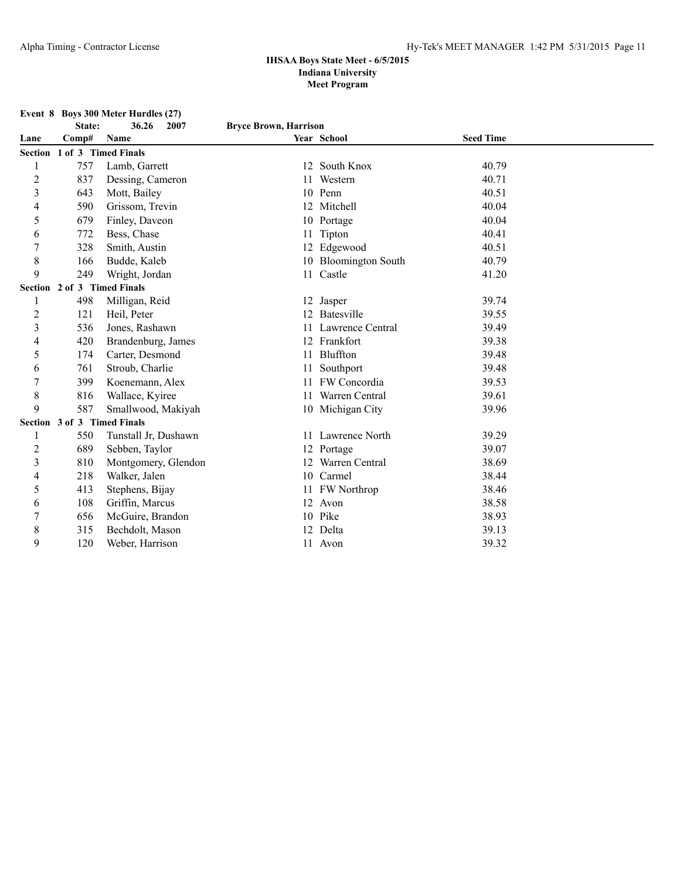## IHSAA Boys State Meet - 6/5/2015
### Indiana University
### Meet Program

**Event 8 Boys 300 Meter Hurdles (27)**

**State: 36.26 2007 Bryce Brown, Harrison**

| Lane | Comp# | Name | Year | School | Seed Time |
|---|---|---|---|---|---|
| **Section 1 of 3 Timed Finals** | | | | | |
| 1 | 757 | Lamb, Garrett | 12 | South Knox | 40.79 |
| 2 | 837 | Dessing, Cameron | 11 | Western | 40.71 |
| 3 | 643 | Mott, Bailey | 10 | Penn | 40.51 |
| 4 | 590 | Grissom, Trevin | 12 | Mitchell | 40.04 |
| 5 | 679 | Finley, Daveon | 10 | Portage | 40.04 |
| 6 | 772 | Bess, Chase | 11 | Tipton | 40.41 |
| 7 | 328 | Smith, Austin | 12 | Edgewood | 40.51 |
| 8 | 166 | Budde, Kaleb | 10 | Bloomington South | 40.79 |
| 9 | 249 | Wright, Jordan | 11 | Castle | 41.20 |
| **Section 2 of 3 Timed Finals** | | | | | |
| 1 | 498 | Milligan, Reid | 12 | Jasper | 39.74 |
| 2 | 121 | Heil, Peter | 12 | Batesville | 39.55 |
| 3 | 536 | Jones, Rashawn | 11 | Lawrence Central | 39.49 |
| 4 | 420 | Brandenburg, James | 12 | Frankfort | 39.38 |
| 5 | 174 | Carter, Desmond | 11 | Bluffton | 39.48 |
| 6 | 761 | Stroub, Charlie | 11 | Southport | 39.48 |
| 7 | 399 | Koenemann, Alex | 11 | FW Concordia | 39.53 |
| 8 | 816 | Wallace, Kyiree | 11 | Warren Central | 39.61 |
| 9 | 587 | Smallwood, Makiyah | 10 | Michigan City | 39.96 |
| **Section 3 of 3 Timed Finals** | | | | | |
| 1 | 550 | Tunstall Jr, Dushawn | 11 | Lawrence North | 39.29 |
| 2 | 689 | Sebben, Taylor | 12 | Portage | 39.07 |
| 3 | 810 | Montgomery, Glendon | 12 | Warren Central | 38.69 |
| 4 | 218 | Walker, Jalen | 10 | Carmel | 38.44 |
| 5 | 413 | Stephens, Bijay | 11 | FW Northrop | 38.46 |
| 6 | 108 | Griffin, Marcus | 12 | Avon | 38.58 |
| 7 | 656 | McGuire, Brandon | 10 | Pike | 38.93 |
| 8 | 315 | Bechdolt, Mason | 12 | Delta | 39.13 |
| 9 | 120 | Weber, Harrison | 11 | Avon | 39.32 |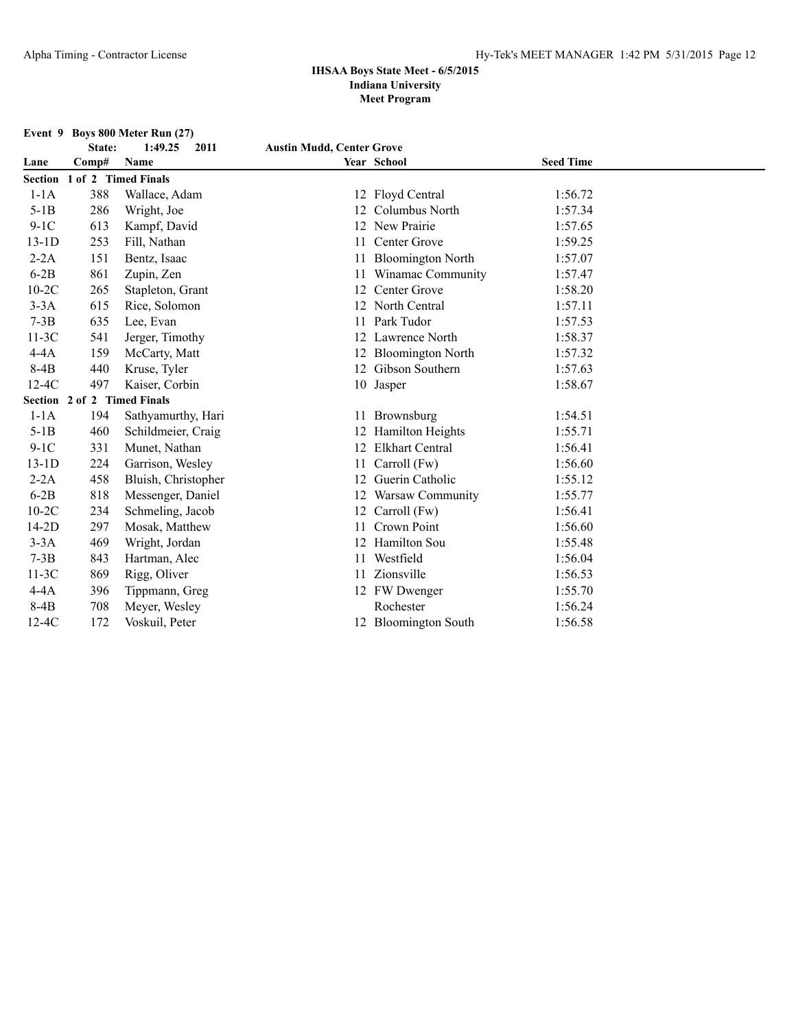**IHSAA Boys State Meet - 6/5/2015**
**Indiana University**
**Meet Program**

**Event 9 Boys 800 Meter Run (27)**

State: 1:49.25 2011 Austin Mudd, Center Grove

| Lane | Comp# | Name | Year | School | Seed Time |
|---|---|---|---|---|---|
| **Section 1 of 2 Timed Finals** | | | | | |
| 1-1A | 388 | Wallace, Adam | 12 | Floyd Central | 1:56.72 |
| 5-1B | 286 | Wright, Joe | 12 | Columbus North | 1:57.34 |
| 9-1C | 613 | Kampf, David | 12 | New Prairie | 1:57.65 |
| 13-1D | 253 | Fill, Nathan | 11 | Center Grove | 1:59.25 |
| 2-2A | 151 | Bentz, Isaac | 11 | Bloomington North | 1:57.07 |
| 6-2B | 861 | Zupin, Zen | 11 | Winamac Community | 1:57.47 |
| 10-2C | 265 | Stapleton, Grant | 12 | Center Grove | 1:58.20 |
| 3-3A | 615 | Rice, Solomon | 12 | North Central | 1:57.11 |
| 7-3B | 635 | Lee, Evan | 11 | Park Tudor | 1:57.53 |
| 11-3C | 541 | Jerger, Timothy | 12 | Lawrence North | 1:58.37 |
| 4-4A | 159 | McCarty, Matt | 12 | Bloomington North | 1:57.32 |
| 8-4B | 440 | Kruse, Tyler | 12 | Gibson Southern | 1:57.63 |
| 12-4C | 497 | Kaiser, Corbin | 10 | Jasper | 1:58.67 |
| **Section 2 of 2 Timed Finals** | | | | | |
| 1-1A | 194 | Sathyamurthy, Hari | 11 | Brownsburg | 1:54.51 |
| 5-1B | 460 | Schildmeier, Craig | 12 | Hamilton Heights | 1:55.71 |
| 9-1C | 331 | Munet, Nathan | 12 | Elkhart Central | 1:56.41 |
| 13-1D | 224 | Garrison, Wesley | 11 | Carroll (Fw) | 1:56.60 |
| 2-2A | 458 | Bluish, Christopher | 12 | Guerin Catholic | 1:55.12 |
| 6-2B | 818 | Messenger, Daniel | 12 | Warsaw Community | 1:55.77 |
| 10-2C | 234 | Schmeling, Jacob | 12 | Carroll (Fw) | 1:56.41 |
| 14-2D | 297 | Mosak, Matthew | 11 | Crown Point | 1:56.60 |
| 3-3A | 469 | Wright, Jordan | 12 | Hamilton Sou | 1:55.48 |
| 7-3B | 843 | Hartman, Alec | 11 | Westfield | 1:56.04 |
| 11-3C | 869 | Rigg, Oliver | 11 | Zionsville | 1:56.53 |
| 4-4A | 396 | Tippmann, Greg | 12 | FW Dwenger | 1:55.70 |
| 8-4B | 708 | Meyer, Wesley | | Rochester | 1:56.24 |
| 12-4C | 172 | Voskuil, Peter | 12 | Bloomington South | 1:56.58 |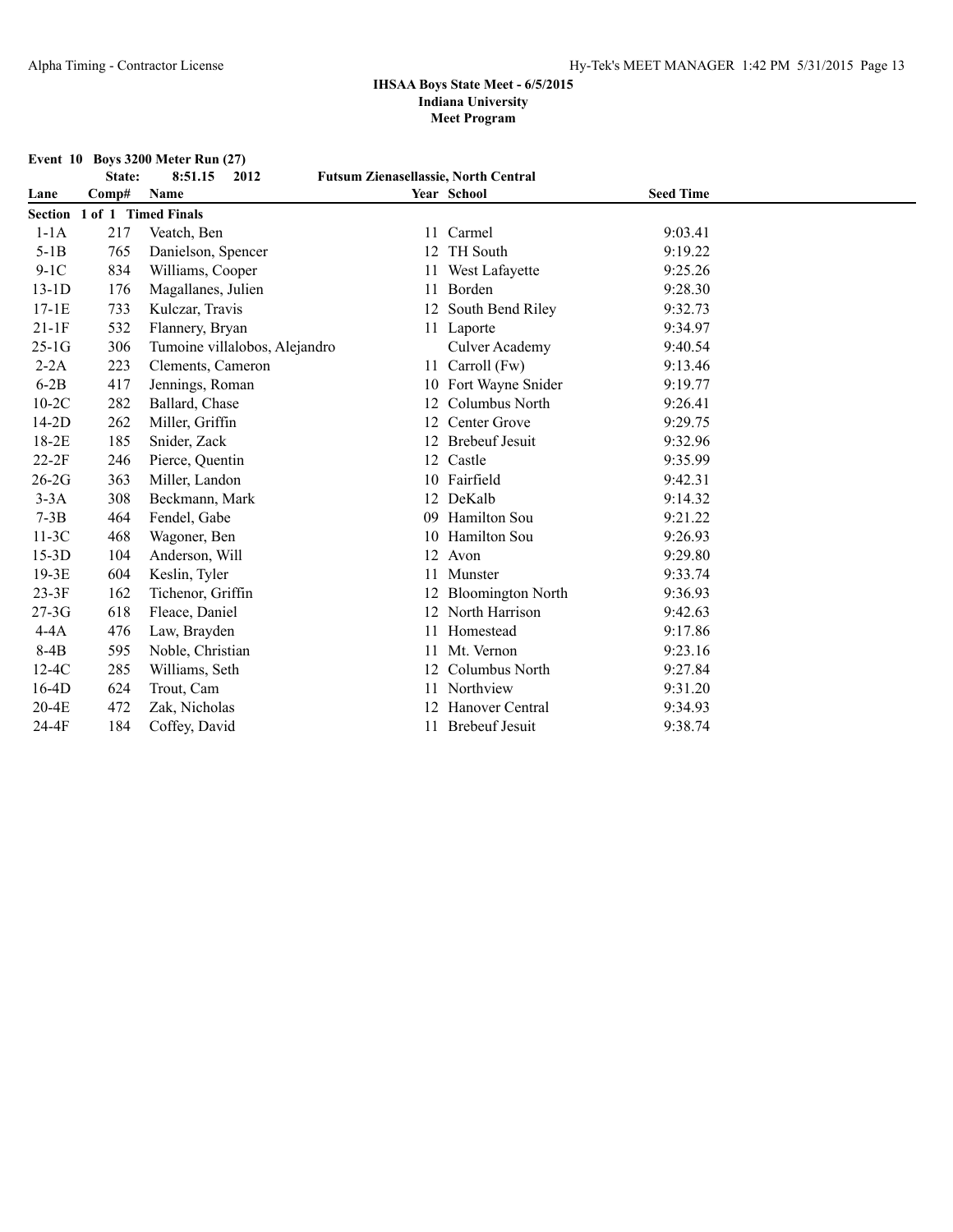**IHSAA Boys State Meet - 6/5/2015**
**Indiana University**
**Meet Program**

**Event 10 Boys 3200 Meter Run (27)**

**State: 8:51.15 2012 Futsum Zienasellassie, North Central**

**Section 1 of 1 Timed Finals**

| Lane | Comp# | Name | Year | School | Seed Time |
|---|---|---|---|---|---|
| 1-1A | 217 | Veatch, Ben | 11 | Carmel | 9:03.41 |
| 5-1B | 765 | Danielson, Spencer | 12 | TH South | 9:19.22 |
| 9-1C | 834 | Williams, Cooper | 11 | West Lafayette | 9:25.26 |
| 13-1D | 176 | Magallanes, Julien | 11 | Borden | 9:28.30 |
| 17-1E | 733 | Kulczar, Travis | 12 | South Bend Riley | 9:32.73 |
| 21-1F | 532 | Flannery, Bryan | 11 | Laporte | 9:34.97 |
| 25-1G | 306 | Tumoine villalobos, Alejandro | | Culver Academy | 9:40.54 |
| 2-2A | 223 | Clements, Cameron | 11 | Carroll (Fw) | 9:13.46 |
| 6-2B | 417 | Jennings, Roman | 10 | Fort Wayne Snider | 9:19.77 |
| 10-2C | 282 | Ballard, Chase | 12 | Columbus North | 9:26.41 |
| 14-2D | 262 | Miller, Griffin | 12 | Center Grove | 9:29.75 |
| 18-2E | 185 | Snider, Zack | 12 | Brebeuf Jesuit | 9:32.96 |
| 22-2F | 246 | Pierce, Quentin | 12 | Castle | 9:35.99 |
| 26-2G | 363 | Miller, Landon | 10 | Fairfield | 9:42.31 |
| 3-3A | 308 | Beckmann, Mark | 12 | DeKalb | 9:14.32 |
| 7-3B | 464 | Fendel, Gabe | 09 | Hamilton Sou | 9:21.22 |
| 11-3C | 468 | Wagoner, Ben | 10 | Hamilton Sou | 9:26.93 |
| 15-3D | 104 | Anderson, Will | 12 | Avon | 9:29.80 |
| 19-3E | 604 | Keslin, Tyler | 11 | Munster | 9:33.74 |
| 23-3F | 162 | Tichenor, Griffin | 12 | Bloomington North | 9:36.93 |
| 27-3G | 618 | Fleace, Daniel | 12 | North Harrison | 9:42.63 |
| 4-4A | 476 | Law, Brayden | 11 | Homestead | 9:17.86 |
| 8-4B | 595 | Noble, Christian | 11 | Mt. Vernon | 9:23.16 |
| 12-4C | 285 | Williams, Seth | 12 | Columbus North | 9:27.84 |
| 16-4D | 624 | Trout, Cam | 11 | Northview | 9:31.20 |
| 20-4E | 472 | Zak, Nicholas | 12 | Hanover Central | 9:34.93 |
| 24-4F | 184 | Coffey, David | 11 | Brebeuf Jesuit | 9:38.74 |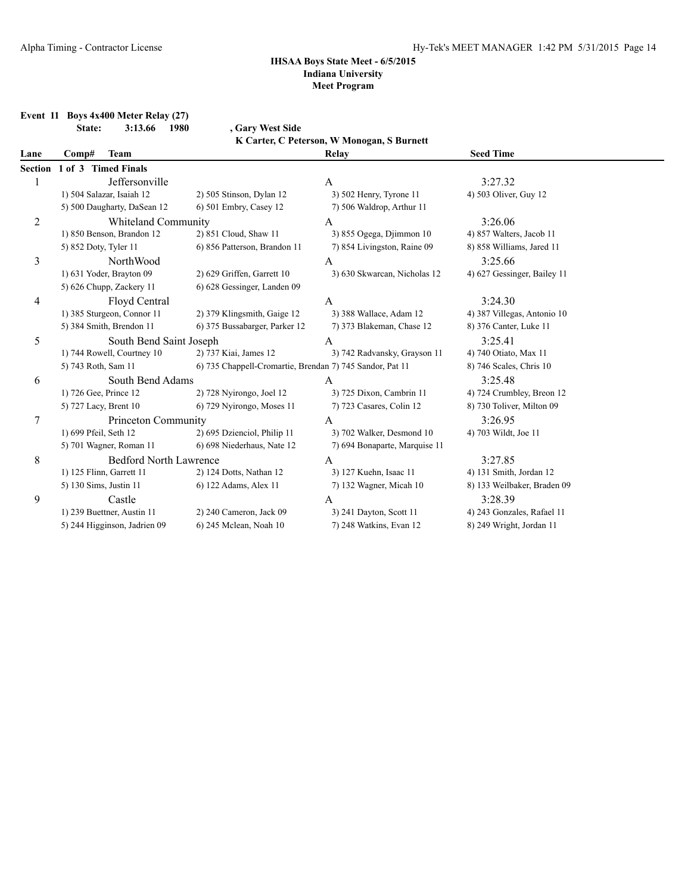## IHSAA Boys State Meet - 6/5/2015
## Indiana University
## Meet Program

**Event 11 Boys 4x400 Meter Relay (27)**

**State: 3:13.66 1980 , Gary West Side**
**K Carter, C Peterson, W Monogan, S Burnett**

| Lane | Comp# Team | | Relay | Seed Time |
|---|---|---|---|---|
| **Section 1 of 3 Timed Finals** | | | | |
| 1 | Jeffersonville | | A | 3:27.32 |
| | 1) 504 Salazar, Isaiah 12 | 2) 505 Stinson, Dylan 12 | 3) 502 Henry, Tyrone 11 | 4) 503 Oliver, Guy 12 |
| | 5) 500 Daugharty, DaSean 12 | 6) 501 Embry, Casey 12 | 7) 506 Waldrop, Arthur 11 | |
| 2 | Whiteland Community | | A | 3:26.06 |
| | 1) 850 Benson, Brandon 12 | 2) 851 Cloud, Shaw 11 | 3) 855 Ogega, Djimmon 10 | 4) 857 Walters, Jacob 11 |
| | 5) 852 Doty, Tyler 11 | 6) 856 Patterson, Brandon 11 | 7) 854 Livingston, Raine 09 | 8) 858 Williams, Jared 11 |
| 3 | NorthWood | | A | 3:25.66 |
| | 1) 631 Yoder, Brayton 09 | 2) 629 Griffen, Garrett 10 | 3) 630 Skwarcan, Nicholas 12 | 4) 627 Gessinger, Bailey 11 |
| | 5) 626 Chupp, Zackery 11 | 6) 628 Gessinger, Landen 09 | | |
| 4 | Floyd Central | | A | 3:24.30 |
| | 1) 385 Sturgeon, Connor 11 | 2) 379 Klingsmith, Gaige 12 | 3) 388 Wallace, Adam 12 | 4) 387 Villegas, Antonio 10 |
| | 5) 384 Smith, Brendon 11 | 6) 375 Bussabarger, Parker 12 | 7) 373 Blakeman, Chase 12 | 8) 376 Canter, Luke 11 |
| 5 | South Bend Saint Joseph | | A | 3:25.41 |
| | 1) 744 Rowell, Courtney 10 | 2) 737 Kiai, James 12 | 3) 742 Radvansky, Grayson 11 | 4) 740 Otiato, Max 11 |
| | 5) 743 Roth, Sam 11 | 6) 735 Chappell-Cromartie, Brendan | 7) 745 Sandor, Pat 11 | 8) 746 Scales, Chris 10 |
| 6 | South Bend Adams | | A | 3:25.48 |
| | 1) 726 Gee, Prince 12 | 2) 728 Nyirongo, Joel 12 | 3) 725 Dixon, Cambrin 11 | 4) 724 Crumbley, Breon 12 |
| | 5) 727 Lacy, Brent 10 | 6) 729 Nyirongo, Moses 11 | 7) 723 Casares, Colin 12 | 8) 730 Toliver, Milton 09 |
| 7 | Princeton Community | | A | 3:26.95 |
| | 1) 699 Pfeil, Seth 12 | 2) 695 Dzienciol, Philip 11 | 3) 702 Walker, Desmond 10 | 4) 703 Wildt, Joe 11 |
| | 5) 701 Wagner, Roman 11 | 6) 698 Niederhaus, Nate 12 | 7) 694 Bonaparte, Marquise 11 | |
| 8 | Bedford North Lawrence | | A | 3:27.85 |
| | 1) 125 Flinn, Garrett 11 | 2) 124 Dotts, Nathan 12 | 3) 127 Kuehn, Isaac 11 | 4) 131 Smith, Jordan 12 |
| | 5) 130 Sims, Justin 11 | 6) 122 Adams, Alex 11 | 7) 132 Wagner, Micah 10 | 8) 133 Weilbaker, Braden 09 |
| 9 | Castle | | A | 3:28.39 |
| | 1) 239 Buettner, Austin 11 | 2) 240 Cameron, Jack 09 | 3) 241 Dayton, Scott 11 | 4) 243 Gonzales, Rafael 11 |
| | 5) 244 Higginson, Jadrien 09 | 6) 245 Mclean, Noah 10 | 7) 248 Watkins, Evan 12 | 8) 249 Wright, Jordan 11 |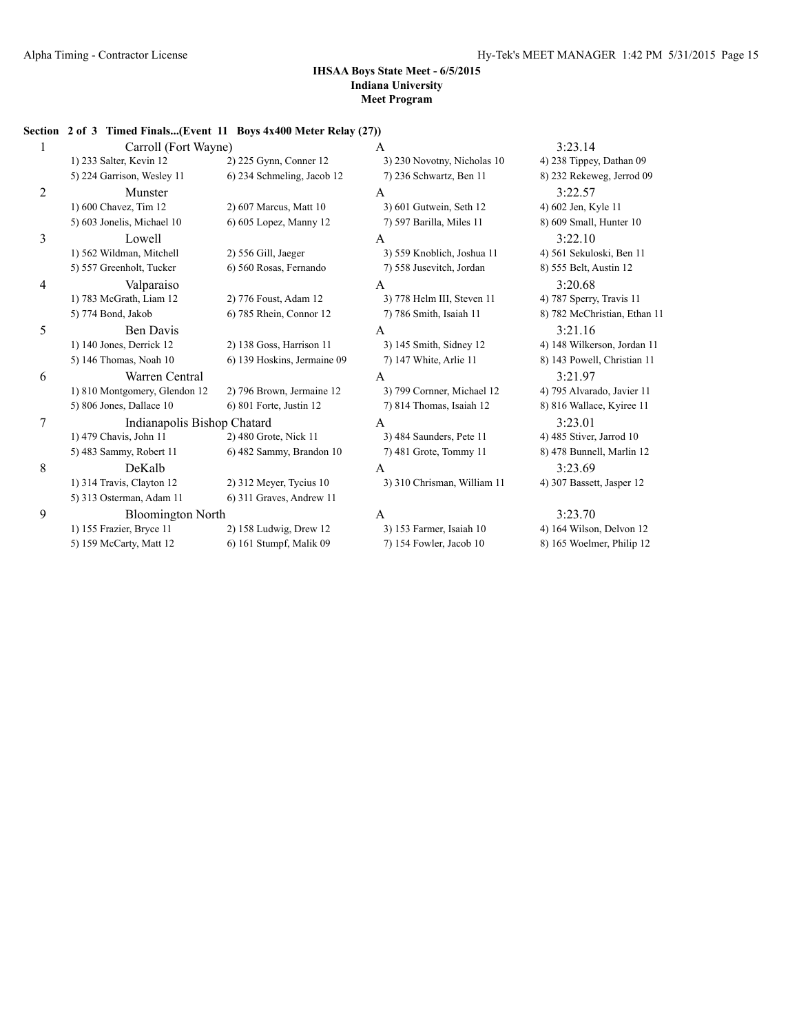**IHSAA Boys State Meet - 6/5/2015**
**Indiana University**
**Meet Program**

**Section 2 of 3 Timed Finals...(Event 11 Boys 4x400 Meter Relay (27))**

| | | | | |
|---|---|---|---|---|
| 1 | Carroll (Fort Wayne) | | A | 3:23.14 |
| | 1) 233 Salter, Kevin 12 | 2) 225 Gynn, Conner 12 | 3) 230 Novotny, Nicholas 10 | 4) 238 Tippey, Dathan 09 |
| | 5) 224 Garrison, Wesley 11 | 6) 234 Schmeling, Jacob 12 | 7) 236 Schwartz, Ben 11 | 8) 232 Rekeweg, Jerrod 09 |
| 2 | Munster | | A | 3:22.57 |
| | 1) 600 Chavez, Tim 12 | 2) 607 Marcus, Matt 10 | 3) 601 Gutwein, Seth 12 | 4) 602 Jen, Kyle 11 |
| | 5) 603 Jonelis, Michael 10 | 6) 605 Lopez, Manny 12 | 7) 597 Barilla, Miles 11 | 8) 609 Small, Hunter 10 |
| 3 | Lowell | | A | 3:22.10 |
| | 1) 562 Wildman, Mitchell | 2) 556 Gill, Jaeger | 3) 559 Knoblich, Joshua 11 | 4) 561 Sekuloski, Ben 11 |
| | 5) 557 Greenholt, Tucker | 6) 560 Rosas, Fernando | 7) 558 Jusevitch, Jordan | 8) 555 Belt, Austin 12 |
| 4 | Valparaiso | | A | 3:20.68 |
| | 1) 783 McGrath, Liam 12 | 2) 776 Foust, Adam 12 | 3) 778 Helm III, Steven 11 | 4) 787 Sperry, Travis 11 |
| | 5) 774 Bond, Jakob | 6) 785 Rhein, Connor 12 | 7) 786 Smith, Isaiah 11 | 8) 782 McChristian, Ethan 11 |
| 5 | Ben Davis | | A | 3:21.16 |
| | 1) 140 Jones, Derrick 12 | 2) 138 Goss, Harrison 11 | 3) 145 Smith, Sidney 12 | 4) 148 Wilkerson, Jordan 11 |
| | 5) 146 Thomas, Noah 10 | 6) 139 Hoskins, Jermaine 09 | 7) 147 White, Arlie 11 | 8) 143 Powell, Christian 11 |
| 6 | Warren Central | | A | 3:21.97 |
| | 1) 810 Montgomery, Glendon 12 | 2) 796 Brown, Jermaine 12 | 3) 799 Cornner, Michael 12 | 4) 795 Alvarado, Javier 11 |
| | 5) 806 Jones, Dallace 10 | 6) 801 Forte, Justin 12 | 7) 814 Thomas, Isaiah 12 | 8) 816 Wallace, Kyiree 11 |
| 7 | Indianapolis Bishop Chatard | | A | 3:23.01 |
| | 1) 479 Chavis, John 11 | 2) 480 Grote, Nick 11 | 3) 484 Saunders, Pete 11 | 4) 485 Stiver, Jarrod 10 |
| | 5) 483 Sammy, Robert 11 | 6) 482 Sammy, Brandon 10 | 7) 481 Grote, Tommy 11 | 8) 478 Bunnell, Marlin 12 |
| 8 | DeKalb | | A | 3:23.69 |
| | 1) 314 Travis, Clayton 12 | 2) 312 Meyer, Tycius 10 | 3) 310 Chrisman, William 11 | 4) 307 Bassett, Jasper 12 |
| | 5) 313 Osterman, Adam 11 | 6) 311 Graves, Andrew 11 | | |
| 9 | Bloomington North | | A | 3:23.70 |
| | 1) 155 Frazier, Bryce 11 | 2) 158 Ludwig, Drew 12 | 3) 153 Farmer, Isaiah 10 | 4) 164 Wilson, Delvon 12 |
| | 5) 159 McCarty, Matt 12 | 6) 161 Stumpf, Malik 09 | 7) 154 Fowler, Jacob 10 | 8) 165 Woelmer, Philip 12 |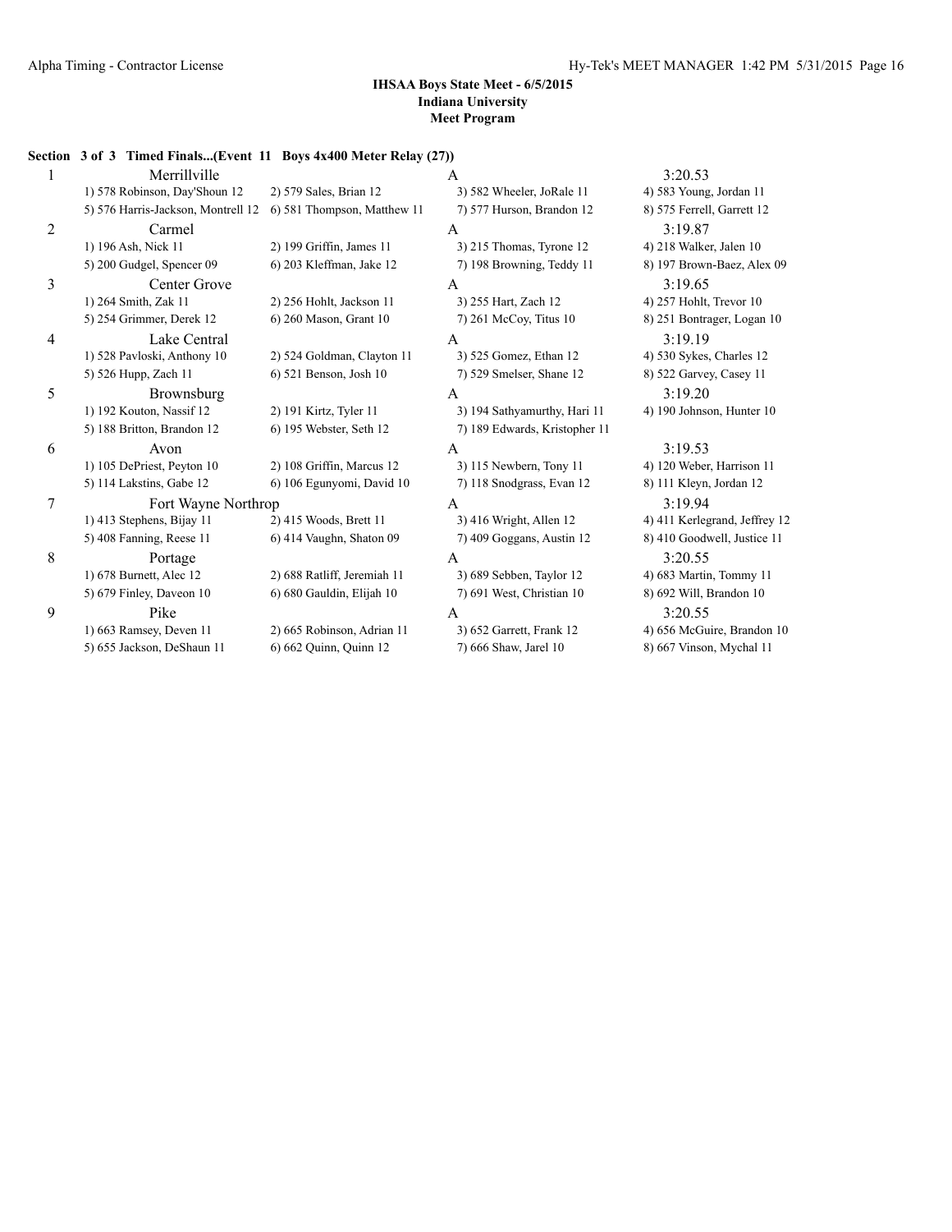**IHSAA Boys State Meet - 6/5/2015**
**Indiana University**
**Meet Program**

**Section 3 of 3 Timed Finals...(Event 11 Boys 4x400 Meter Relay (27))**

| | | | | |
|---|---|---|---|---|
| 1 | Merrillville | | A | 3:20.53 |
| | 1) 578 Robinson, Day'Shoun 12 | 2) 579 Sales, Brian 12 | 3) 582 Wheeler, JoRale 11 | 4) 583 Young, Jordan 11 |
| | 5) 576 Harris-Jackson, Montrell 12 | 6) 581 Thompson, Matthew 11 | 7) 577 Hurson, Brandon 12 | 8) 575 Ferrell, Garrett 12 |
| 2 | Carmel | | A | 3:19.87 |
| | 1) 196 Ash, Nick 11 | 2) 199 Griffin, James 11 | 3) 215 Thomas, Tyrone 12 | 4) 218 Walker, Jalen 10 |
| | 5) 200 Gudgel, Spencer 09 | 6) 203 Kleffman, Jake 12 | 7) 198 Browning, Teddy 11 | 8) 197 Brown-Baez, Alex 09 |
| 3 | Center Grove | | A | 3:19.65 |
| | 1) 264 Smith, Zak 11 | 2) 256 Hohlt, Jackson 11 | 3) 255 Hart, Zach 12 | 4) 257 Hohlt, Trevor 10 |
| | 5) 254 Grimmer, Derek 12 | 6) 260 Mason, Grant 10 | 7) 261 McCoy, Titus 10 | 8) 251 Bontrager, Logan 10 |
| 4 | Lake Central | | A | 3:19.19 |
| | 1) 528 Pavloski, Anthony 10 | 2) 524 Goldman, Clayton 11 | 3) 525 Gomez, Ethan 12 | 4) 530 Sykes, Charles 12 |
| | 5) 526 Hupp, Zach 11 | 6) 521 Benson, Josh 10 | 7) 529 Smelser, Shane 12 | 8) 522 Garvey, Casey 11 |
| 5 | Brownsburg | | A | 3:19.20 |
| | 1) 192 Kouton, Nassif 12 | 2) 191 Kirtz, Tyler 11 | 3) 194 Sathyamurthy, Hari 11 | 4) 190 Johnson, Hunter 10 |
| | 5) 188 Britton, Brandon 12 | 6) 195 Webster, Seth 12 | 7) 189 Edwards, Kristopher 11 | |
| 6 | Avon | | A | 3:19.53 |
| | 1) 105 DePriest, Peyton 10 | 2) 108 Griffin, Marcus 12 | 3) 115 Newbern, Tony 11 | 4) 120 Weber, Harrison 11 |
| | 5) 114 Lakstins, Gabe 12 | 6) 106 Egunyomi, David 10 | 7) 118 Snodgrass, Evan 12 | 8) 111 Kleyn, Jordan 12 |
| 7 | Fort Wayne Northrop | | A | 3:19.94 |
| | 1) 413 Stephens, Bijay 11 | 2) 415 Woods, Brett 11 | 3) 416 Wright, Allen 12 | 4) 411 Kerlegrand, Jeffrey 12 |
| | 5) 408 Fanning, Reese 11 | 6) 414 Vaughn, Shaton 09 | 7) 409 Goggans, Austin 12 | 8) 410 Goodwell, Justice 11 |
| 8 | Portage | | A | 3:20.55 |
| | 1) 678 Burnett, Alec 12 | 2) 688 Ratliff, Jeremiah 11 | 3) 689 Sebben, Taylor 12 | 4) 683 Martin, Tommy 11 |
| | 5) 679 Finley, Daveon 10 | 6) 680 Gauldin, Elijah 10 | 7) 691 West, Christian 10 | 8) 692 Will, Brandon 10 |
| 9 | Pike | | A | 3:20.55 |
| | 1) 663 Ramsey, Deven 11 | 2) 665 Robinson, Adrian 11 | 3) 652 Garrett, Frank 12 | 4) 656 McGuire, Brandon 10 |
| | 5) 655 Jackson, DeShaun 11 | 6) 662 Quinn, Quinn 12 | 7) 666 Shaw, Jarel 10 | 8) 667 Vinson, Mychal 11 |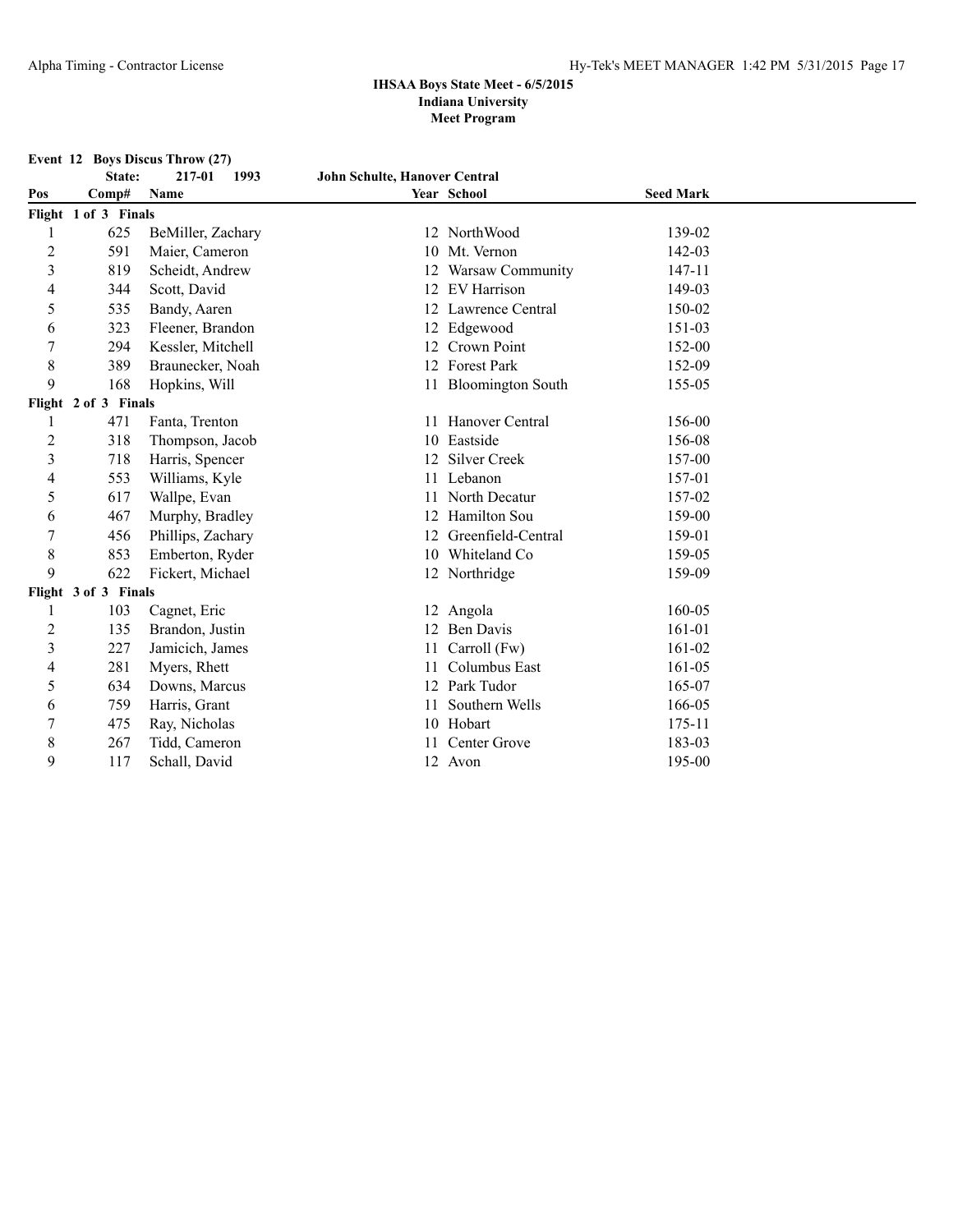**IHSAA Boys State Meet - 6/5/2015**
**Indiana University**
**Meet Program**

**Event 12 Boys Discus Throw (27)**

| Pos | Comp# | Name | Year | School | Seed Mark |
|---|---|---|---|---|---|
| State: | | 217-01 1993 | | John Schulte, Hanover Central | |
| **Flight 1 of 3 Finals** | | | | | |
| 1 | 625 | BeMiller, Zachary | 12 | NorthWood | 139-02 |
| 2 | 591 | Maier, Cameron | 10 | Mt. Vernon | 142-03 |
| 3 | 819 | Scheidt, Andrew | 12 | Warsaw Community | 147-11 |
| 4 | 344 | Scott, David | 12 | EV Harrison | 149-03 |
| 5 | 535 | Bandy, Aaren | 12 | Lawrence Central | 150-02 |
| 6 | 323 | Fleener, Brandon | 12 | Edgewood | 151-03 |
| 7 | 294 | Kessler, Mitchell | 12 | Crown Point | 152-00 |
| 8 | 389 | Braunecker, Noah | 12 | Forest Park | 152-09 |
| 9 | 168 | Hopkins, Will | 11 | Bloomington South | 155-05 |
| **Flight 2 of 3 Finals** | | | | | |
| 1 | 471 | Fanta, Trenton | 11 | Hanover Central | 156-00 |
| 2 | 318 | Thompson, Jacob | 10 | Eastside | 156-08 |
| 3 | 718 | Harris, Spencer | 12 | Silver Creek | 157-00 |
| 4 | 553 | Williams, Kyle | 11 | Lebanon | 157-01 |
| 5 | 617 | Wallpe, Evan | 11 | North Decatur | 157-02 |
| 6 | 467 | Murphy, Bradley | 12 | Hamilton Sou | 159-00 |
| 7 | 456 | Phillips, Zachary | 12 | Greenfield-Central | 159-01 |
| 8 | 853 | Emberton, Ryder | 10 | Whiteland Co | 159-05 |
| 9 | 622 | Fickert, Michael | 12 | Northridge | 159-09 |
| **Flight 3 of 3 Finals** | | | | | |
| 1 | 103 | Cagnet, Eric | 12 | Angola | 160-05 |
| 2 | 135 | Brandon, Justin | 12 | Ben Davis | 161-01 |
| 3 | 227 | Jamicich, James | 11 | Carroll (Fw) | 161-02 |
| 4 | 281 | Myers, Rhett | 11 | Columbus East | 161-05 |
| 5 | 634 | Downs, Marcus | 12 | Park Tudor | 165-07 |
| 6 | 759 | Harris, Grant | 11 | Southern Wells | 166-05 |
| 7 | 475 | Ray, Nicholas | 10 | Hobart | 175-11 |
| 8 | 267 | Tidd, Cameron | 11 | Center Grove | 183-03 |
| 9 | 117 | Schall, David | 12 | Avon | 195-00 |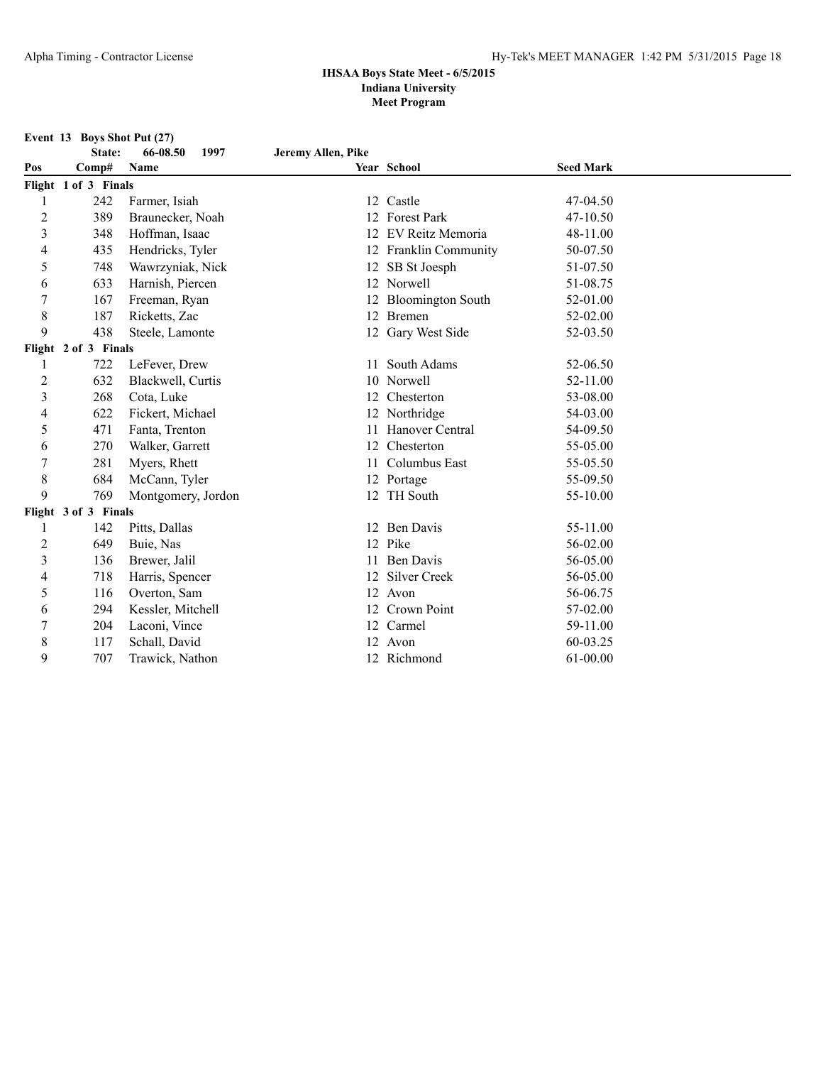**IHSAA Boys State Meet - 6/5/2015**
**Indiana University**
**Meet Program**

**Event 13 Boys Shot Put (27)**

| | State: | 66-08.50 1997 | Jeremy Allen, Pike | | |
|---|---|---|---|---|---|
| **Pos** | **Comp#** | **Name** | **Year** | **School** | **Seed Mark** |
| **Flight 1 of 3 Finals** | | | | | |
| 1 | 242 | Farmer, Isiah | 12 | Castle | 47-04.50 |
| 2 | 389 | Braunecker, Noah | 12 | Forest Park | 47-10.50 |
| 3 | 348 | Hoffman, Isaac | 12 | EV Reitz Memoria | 48-11.00 |
| 4 | 435 | Hendricks, Tyler | 12 | Franklin Community | 50-07.50 |
| 5 | 748 | Wawrzyniak, Nick | 12 | SB St Joesph | 51-07.50 |
| 6 | 633 | Harnish, Piercen | 12 | Norwell | 51-08.75 |
| 7 | 167 | Freeman, Ryan | 12 | Bloomington South | 52-01.00 |
| 8 | 187 | Ricketts, Zac | 12 | Bremen | 52-02.00 |
| 9 | 438 | Steele, Lamonte | 12 | Gary West Side | 52-03.50 |
| **Flight 2 of 3 Finals** | | | | | |
| 1 | 722 | LeFever, Drew | 11 | South Adams | 52-06.50 |
| 2 | 632 | Blackwell, Curtis | 10 | Norwell | 52-11.00 |
| 3 | 268 | Cota, Luke | 12 | Chesterton | 53-08.00 |
| 4 | 622 | Fickert, Michael | 12 | Northridge | 54-03.00 |
| 5 | 471 | Fanta, Trenton | 11 | Hanover Central | 54-09.50 |
| 6 | 270 | Walker, Garrett | 12 | Chesterton | 55-05.00 |
| 7 | 281 | Myers, Rhett | 11 | Columbus East | 55-05.50 |
| 8 | 684 | McCann, Tyler | 12 | Portage | 55-09.50 |
| 9 | 769 | Montgomery, Jordon | 12 | TH South | 55-10.00 |
| **Flight 3 of 3 Finals** | | | | | |
| 1 | 142 | Pitts, Dallas | 12 | Ben Davis | 55-11.00 |
| 2 | 649 | Buie, Nas | 12 | Pike | 56-02.00 |
| 3 | 136 | Brewer, Jalil | 11 | Ben Davis | 56-05.00 |
| 4 | 718 | Harris, Spencer | 12 | Silver Creek | 56-05.00 |
| 5 | 116 | Overton, Sam | 12 | Avon | 56-06.75 |
| 6 | 294 | Kessler, Mitchell | 12 | Crown Point | 57-02.00 |
| 7 | 204 | Laconi, Vince | 12 | Carmel | 59-11.00 |
| 8 | 117 | Schall, David | 12 | Avon | 60-03.25 |
| 9 | 707 | Trawick, Nathon | 12 | Richmond | 61-00.00 |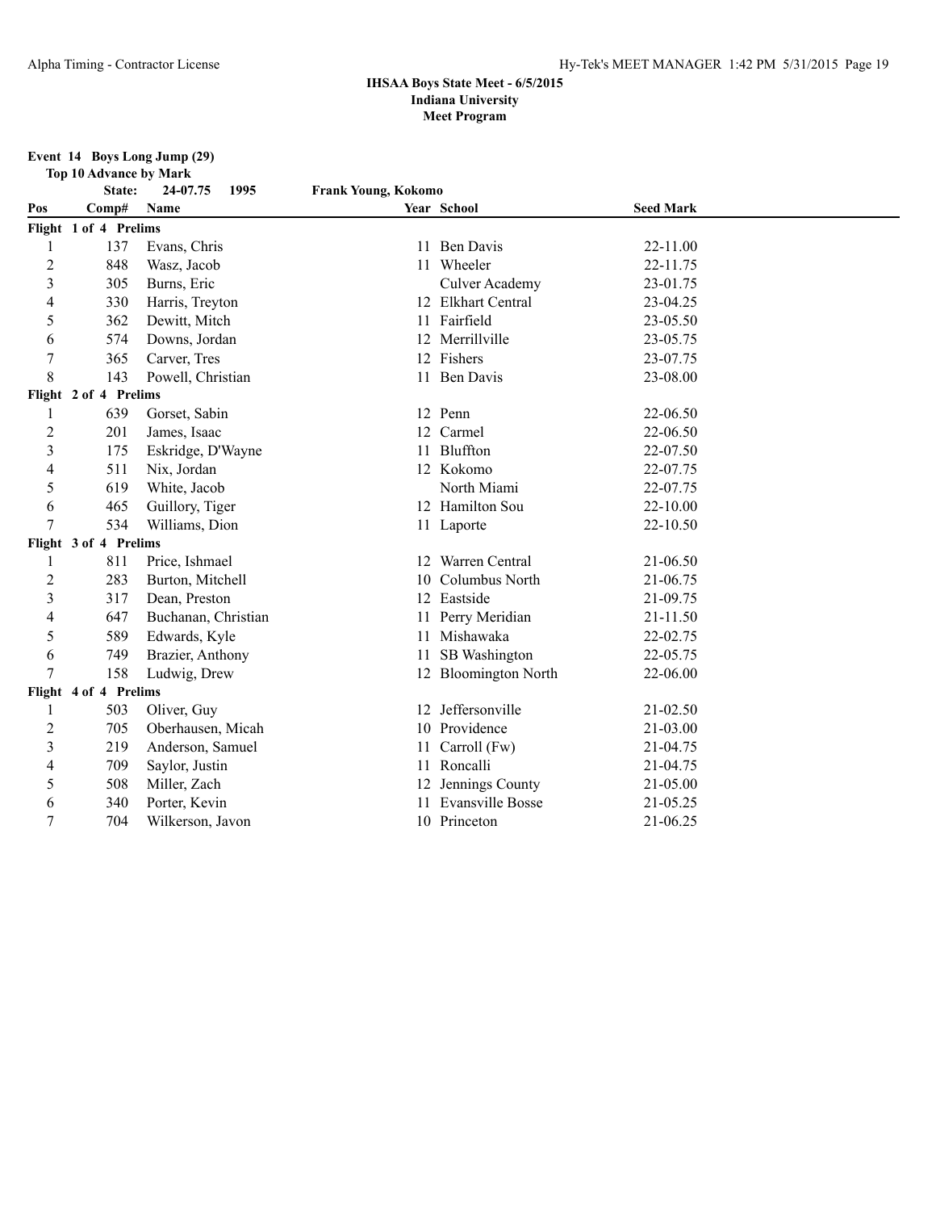### IHSAA Boys State Meet - 6/5/2015
### Indiana University
### Meet Program

**Event 14 Boys Long Jump (29)**

**Top 10 Advance by Mark**

**State: 24-07.75 1995 Frank Young, Kokomo**

| Pos | Comp# | Name | Year | School | Seed Mark |
|---|---|---|---|---|---|
| **Flight 1 of 4 Prelims** | | | | | |
| 1 | 137 | Evans, Chris | 11 | Ben Davis | 22-11.00 |
| 2 | 848 | Wasz, Jacob | 11 | Wheeler | 22-11.75 |
| 3 | 305 | Burns, Eric | | Culver Academy | 23-01.75 |
| 4 | 330 | Harris, Treyton | 12 | Elkhart Central | 23-04.25 |
| 5 | 362 | Dewitt, Mitch | 11 | Fairfield | 23-05.50 |
| 6 | 574 | Downs, Jordan | 12 | Merrillville | 23-05.75 |
| 7 | 365 | Carver, Tres | 12 | Fishers | 23-07.75 |
| 8 | 143 | Powell, Christian | 11 | Ben Davis | 23-08.00 |
| **Flight 2 of 4 Prelims** | | | | | |
| 1 | 639 | Gorset, Sabin | 12 | Penn | 22-06.50 |
| 2 | 201 | James, Isaac | 12 | Carmel | 22-06.50 |
| 3 | 175 | Eskridge, D'Wayne | 11 | Bluffton | 22-07.50 |
| 4 | 511 | Nix, Jordan | 12 | Kokomo | 22-07.75 |
| 5 | 619 | White, Jacob | | North Miami | 22-07.75 |
| 6 | 465 | Guillory, Tiger | 12 | Hamilton Sou | 22-10.00 |
| 7 | 534 | Williams, Dion | 11 | Laporte | 22-10.50 |
| **Flight 3 of 4 Prelims** | | | | | |
| 1 | 811 | Price, Ishmael | 12 | Warren Central | 21-06.50 |
| 2 | 283 | Burton, Mitchell | 10 | Columbus North | 21-06.75 |
| 3 | 317 | Dean, Preston | 12 | Eastside | 21-09.75 |
| 4 | 647 | Buchanan, Christian | 11 | Perry Meridian | 21-11.50 |
| 5 | 589 | Edwards, Kyle | 11 | Mishawaka | 22-02.75 |
| 6 | 749 | Brazier, Anthony | 11 | SB Washington | 22-05.75 |
| 7 | 158 | Ludwig, Drew | 12 | Bloomington North | 22-06.00 |
| **Flight 4 of 4 Prelims** | | | | | |
| 1 | 503 | Oliver, Guy | 12 | Jeffersonville | 21-02.50 |
| 2 | 705 | Oberhausen, Micah | 10 | Providence | 21-03.00 |
| 3 | 219 | Anderson, Samuel | 11 | Carroll (Fw) | 21-04.75 |
| 4 | 709 | Saylor, Justin | 11 | Roncalli | 21-04.75 |
| 5 | 508 | Miller, Zach | 12 | Jennings County | 21-05.00 |
| 6 | 340 | Porter, Kevin | 11 | Evansville Bosse | 21-05.25 |
| 7 | 704 | Wilkerson, Javon | 10 | Princeton | 21-06.25 |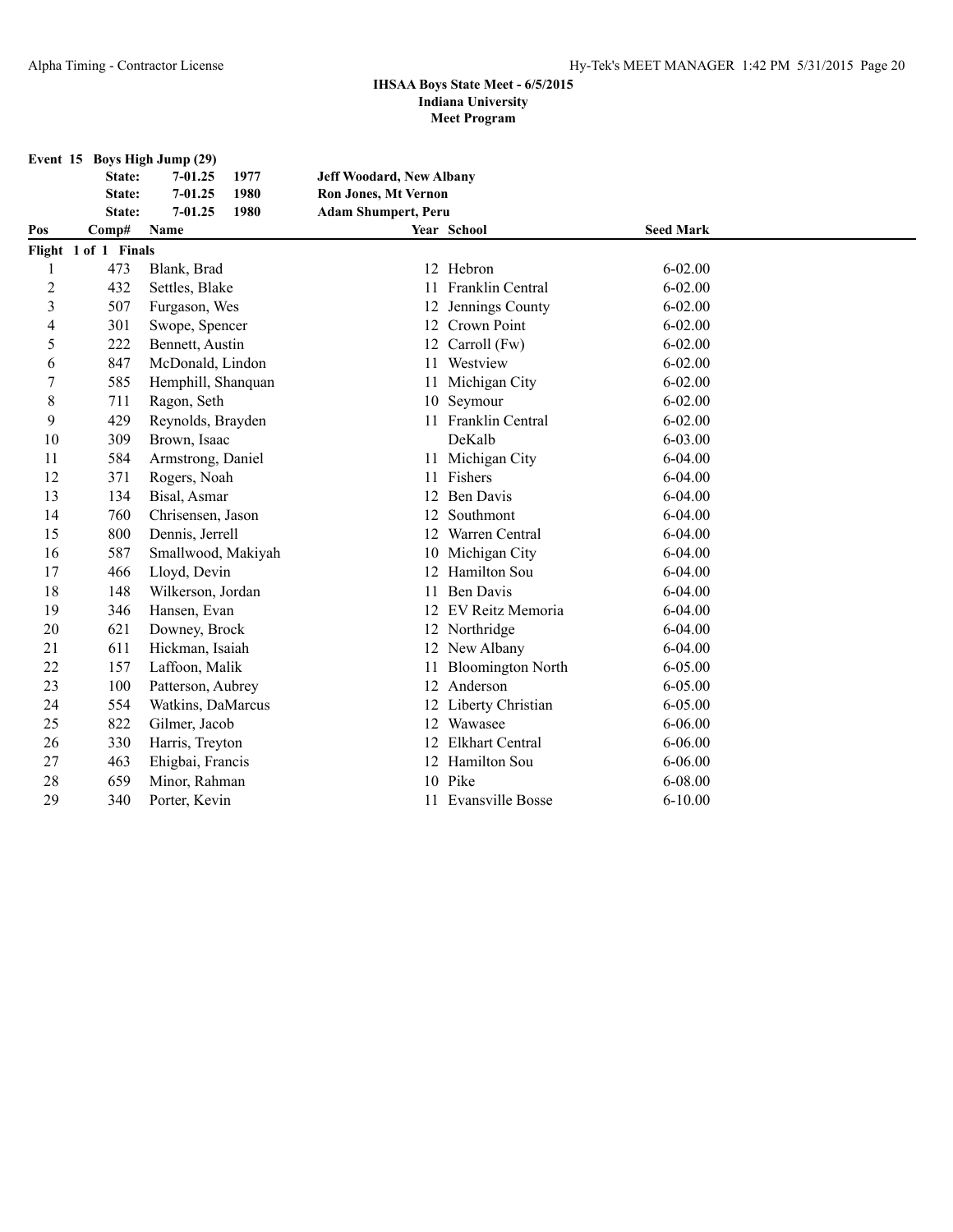**IHSAA Boys State Meet - 6/5/2015**
**Indiana University**
**Meet Program**

**Event 15 Boys High Jump (29)**

| | | | |
|---|---|---|---|
| **State:** | **7-01.25** | **1977** | **Jeff Woodard, New Albany** |
| **State:** | **7-01.25** | **1980** | **Ron Jones, Mt Vernon** |
| **State:** | **7-01.25** | **1980** | **Adam Shumpert, Peru** |

| Pos | Comp# | Name | Year | School | Seed Mark |
|---|---|---|---|---|---|
| **Flight 1 of 1 Finals** | | | | | |
| 1 | 473 | Blank, Brad | 12 | Hebron | 6-02.00 |
| 2 | 432 | Settles, Blake | 11 | Franklin Central | 6-02.00 |
| 3 | 507 | Furgason, Wes | 12 | Jennings County | 6-02.00 |
| 4 | 301 | Swope, Spencer | 12 | Crown Point | 6-02.00 |
| 5 | 222 | Bennett, Austin | 12 | Carroll (Fw) | 6-02.00 |
| 6 | 847 | McDonald, Lindon | 11 | Westview | 6-02.00 |
| 7 | 585 | Hemphill, Shanquan | 11 | Michigan City | 6-02.00 |
| 8 | 711 | Ragon, Seth | 10 | Seymour | 6-02.00 |
| 9 | 429 | Reynolds, Brayden | 11 | Franklin Central | 6-02.00 |
| 10 | 309 | Brown, Isaac | | DeKalb | 6-03.00 |
| 11 | 584 | Armstrong, Daniel | 11 | Michigan City | 6-04.00 |
| 12 | 371 | Rogers, Noah | 11 | Fishers | 6-04.00 |
| 13 | 134 | Bisal, Asmar | 12 | Ben Davis | 6-04.00 |
| 14 | 760 | Chrisensen, Jason | 12 | Southmont | 6-04.00 |
| 15 | 800 | Dennis, Jerrell | 12 | Warren Central | 6-04.00 |
| 16 | 587 | Smallwood, Makiyah | 10 | Michigan City | 6-04.00 |
| 17 | 466 | Lloyd, Devin | 12 | Hamilton Sou | 6-04.00 |
| 18 | 148 | Wilkerson, Jordan | 11 | Ben Davis | 6-04.00 |
| 19 | 346 | Hansen, Evan | 12 | EV Reitz Memoria | 6-04.00 |
| 20 | 621 | Downey, Brock | 12 | Northridge | 6-04.00 |
| 21 | 611 | Hickman, Isaiah | 12 | New Albany | 6-04.00 |
| 22 | 157 | Laffoon, Malik | 11 | Bloomington North | 6-05.00 |
| 23 | 100 | Patterson, Aubrey | 12 | Anderson | 6-05.00 |
| 24 | 554 | Watkins, DaMarcus | 12 | Liberty Christian | 6-05.00 |
| 25 | 822 | Gilmer, Jacob | 12 | Wawasee | 6-06.00 |
| 26 | 330 | Harris, Treyton | 12 | Elkhart Central | 6-06.00 |
| 27 | 463 | Ehigbai, Francis | 12 | Hamilton Sou | 6-06.00 |
| 28 | 659 | Minor, Rahman | 10 | Pike | 6-08.00 |
| 29 | 340 | Porter, Kevin | 11 | Evansville Bosse | 6-10.00 |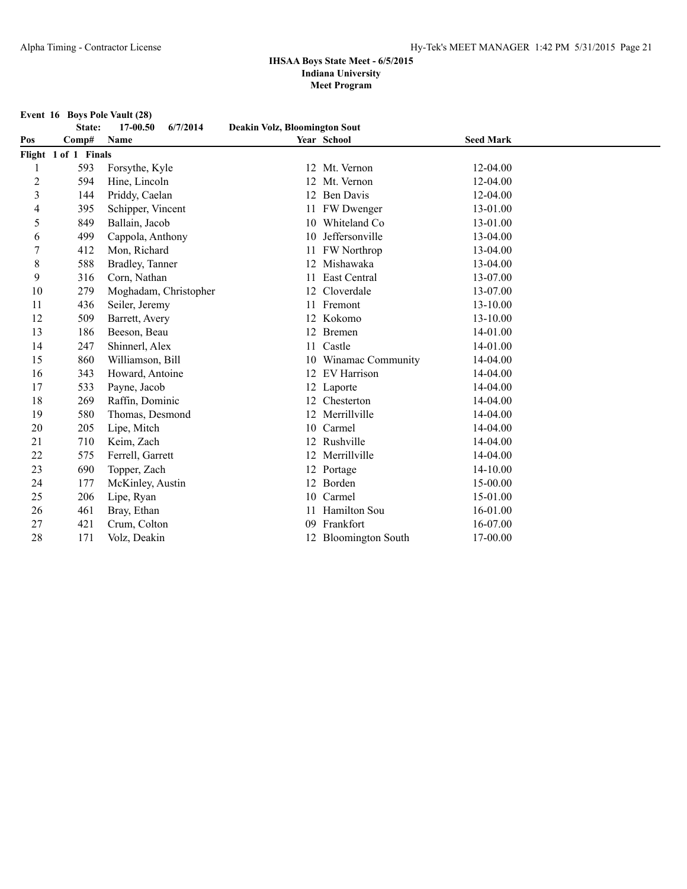**IHSAA Boys State Meet - 6/5/2015**
**Indiana University**
**Meet Program**

**Event 16 Boys Pole Vault (28)**

**State: 17-00.50 6/7/2014 Deakin Volz, Bloomington Sout**

| Pos | Comp# | Name | Year | School | Seed Mark |
|---|---|---|---|---|---|
| **Flight 1 of 1 Finals** | | | | | |
| 1 | 593 | Forsythe, Kyle | 12 | Mt. Vernon | 12-04.00 |
| 2 | 594 | Hine, Lincoln | 12 | Mt. Vernon | 12-04.00 |
| 3 | 144 | Priddy, Caelan | 12 | Ben Davis | 12-04.00 |
| 4 | 395 | Schipper, Vincent | 11 | FW Dwenger | 13-01.00 |
| 5 | 849 | Ballain, Jacob | 10 | Whiteland Co | 13-01.00 |
| 6 | 499 | Cappola, Anthony | 10 | Jeffersonville | 13-04.00 |
| 7 | 412 | Mon, Richard | 11 | FW Northrop | 13-04.00 |
| 8 | 588 | Bradley, Tanner | 12 | Mishawaka | 13-04.00 |
| 9 | 316 | Corn, Nathan | 11 | East Central | 13-07.00 |
| 10 | 279 | Moghadam, Christopher | 12 | Cloverdale | 13-07.00 |
| 11 | 436 | Seiler, Jeremy | 11 | Fremont | 13-10.00 |
| 12 | 509 | Barrett, Avery | 12 | Kokomo | 13-10.00 |
| 13 | 186 | Beeson, Beau | 12 | Bremen | 14-01.00 |
| 14 | 247 | Shinnerl, Alex | 11 | Castle | 14-01.00 |
| 15 | 860 | Williamson, Bill | 10 | Winamac Community | 14-04.00 |
| 16 | 343 | Howard, Antoine | 12 | EV Harrison | 14-04.00 |
| 17 | 533 | Payne, Jacob | 12 | Laporte | 14-04.00 |
| 18 | 269 | Raffin, Dominic | 12 | Chesterton | 14-04.00 |
| 19 | 580 | Thomas, Desmond | 12 | Merrillville | 14-04.00 |
| 20 | 205 | Lipe, Mitch | 10 | Carmel | 14-04.00 |
| 21 | 710 | Keim, Zach | 12 | Rushville | 14-04.00 |
| 22 | 575 | Ferrell, Garrett | 12 | Merrillville | 14-04.00 |
| 23 | 690 | Topper, Zach | 12 | Portage | 14-10.00 |
| 24 | 177 | McKinley, Austin | 12 | Borden | 15-00.00 |
| 25 | 206 | Lipe, Ryan | 10 | Carmel | 15-01.00 |
| 26 | 461 | Bray, Ethan | 11 | Hamilton Sou | 16-01.00 |
| 27 | 421 | Crum, Colton | 09 | Frankfort | 16-07.00 |
| 28 | 171 | Volz, Deakin | 12 | Bloomington South | 17-00.00 |